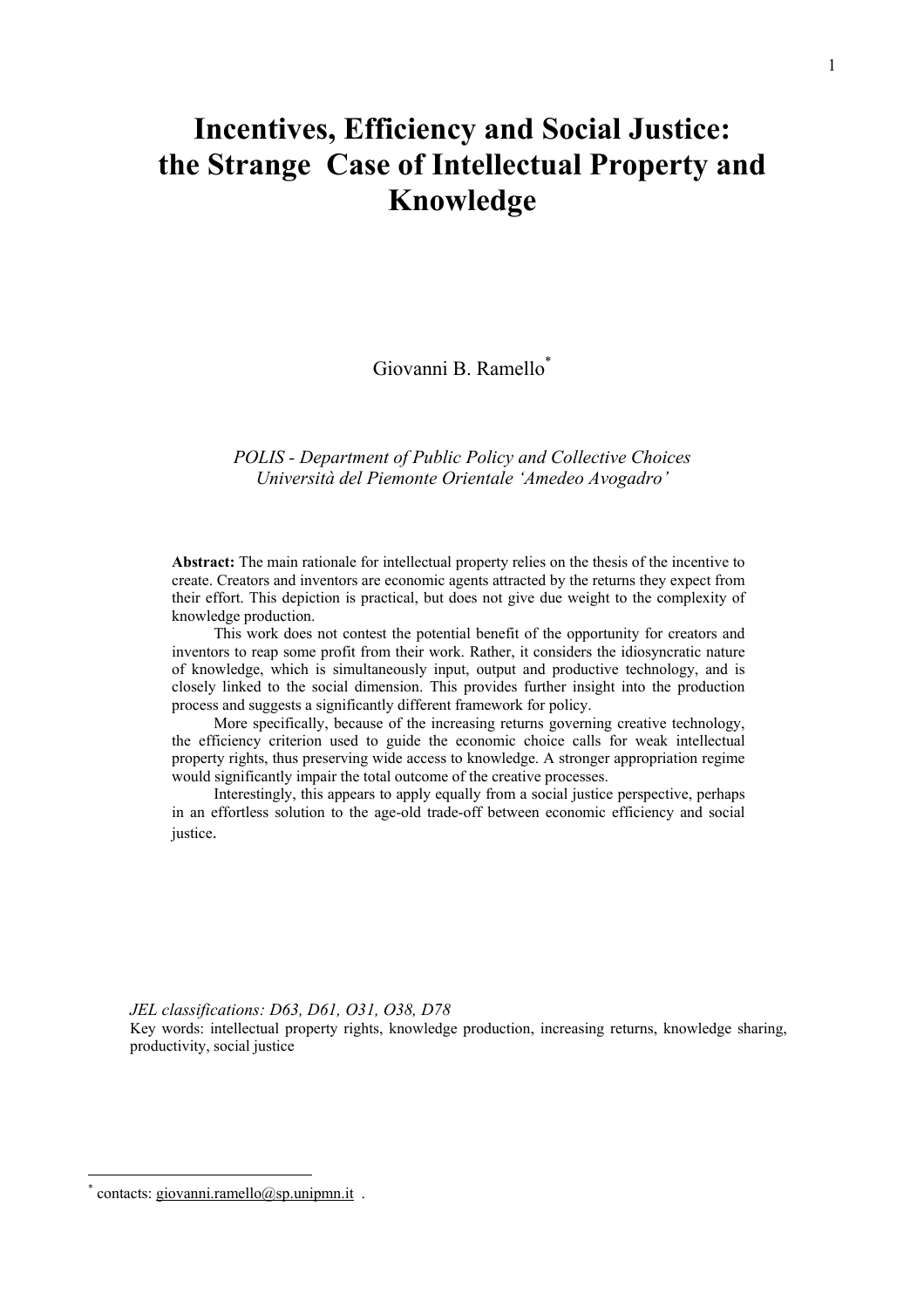# Incentives, Efficiency and Social Justice: the Strange Case of Intellectual Property and Knowledge

Giovanni B. Ramello[*]

*POLIS - Department of Public Policy and Collective Choices*
*Università del Piemonte Orientale 'Amedeo Avogadro'*

**Abstract:** The main rationale for intellectual property relies on the thesis of the incentive to create. Creators and inventors are economic agents attracted by the returns they expect from their effort. This depiction is practical, but does not give due weight to the complexity of knowledge production.

This work does not contest the potential benefit of the opportunity for creators and inventors to reap some profit from their work. Rather, it considers the idiosyncratic nature of knowledge, which is simultaneously input, output and productive technology, and is closely linked to the social dimension. This provides further insight into the production process and suggests a significantly different framework for policy.

More specifically, because of the increasing returns governing creative technology, the efficiency criterion used to guide the economic choice calls for weak intellectual property rights, thus preserving wide access to knowledge. A stronger appropriation regime would significantly impair the total outcome of the creative processes.

Interestingly, this appears to apply equally from a social justice perspective, perhaps in an effortless solution to the age-old trade-off between economic efficiency and social justice.

*JEL classifications: D63, D61, O31, O38, D78*

Key words: intellectual property rights, knowledge production, increasing returns, knowledge sharing, productivity, social justice

[*] contacts: giovanni.ramello@sp.unipmn.it .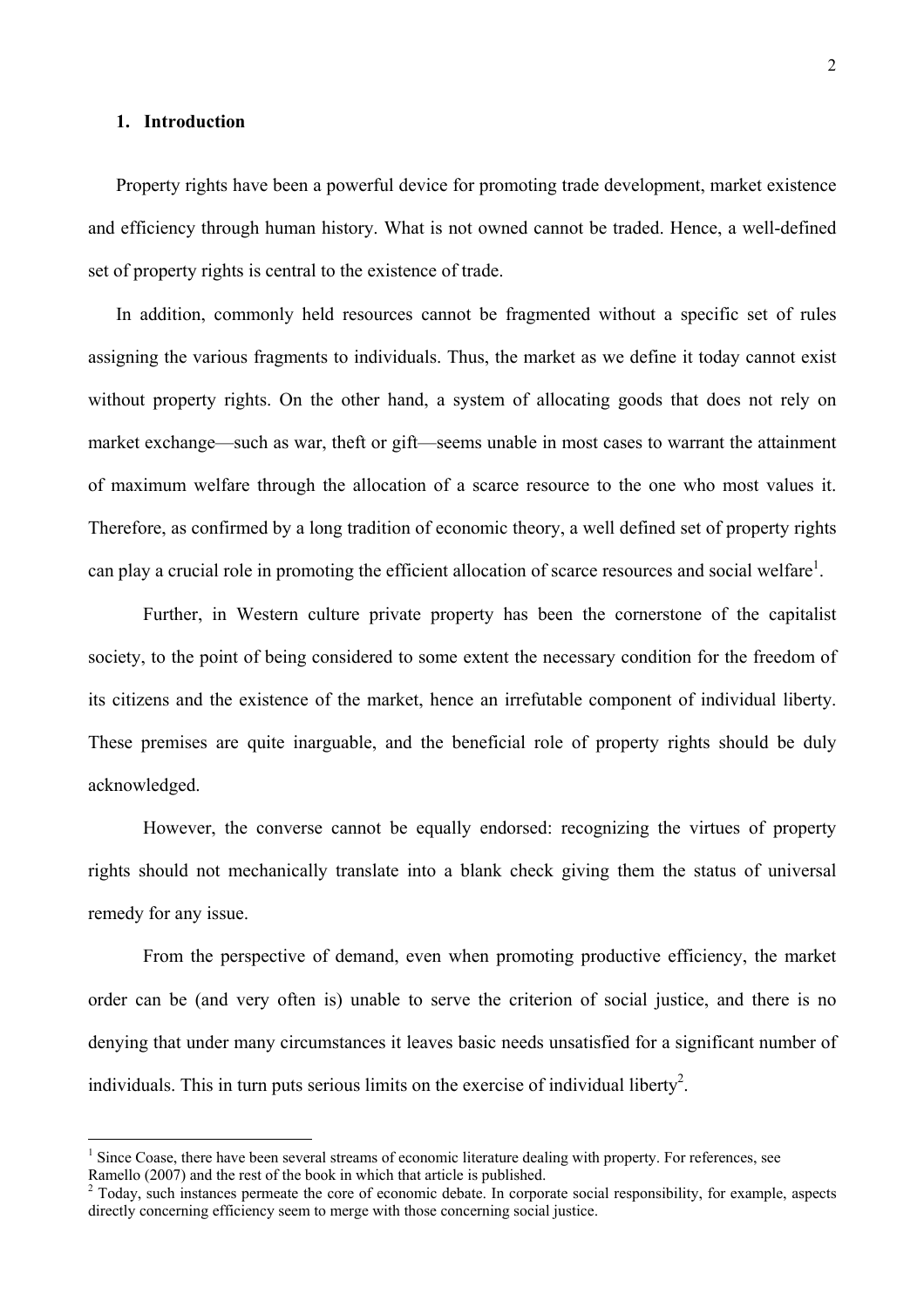## 1. Introduction

Property rights have been a powerful device for promoting trade development, market existence and efficiency through human history. What is not owned cannot be traded. Hence, a well-defined set of property rights is central to the existence of trade.

In addition, commonly held resources cannot be fragmented without a specific set of rules assigning the various fragments to individuals. Thus, the market as we define it today cannot exist without property rights. On the other hand, a system of allocating goods that does not rely on market exchange—such as war, theft or gift—seems unable in most cases to warrant the attainment of maximum welfare through the allocation of a scarce resource to the one who most values it. Therefore, as confirmed by a long tradition of economic theory, a well defined set of property rights can play a crucial role in promoting the efficient allocation of scarce resources and social welfare[1].

Further, in Western culture private property has been the cornerstone of the capitalist society, to the point of being considered to some extent the necessary condition for the freedom of its citizens and the existence of the market, hence an irrefutable component of individual liberty. These premises are quite inarguable, and the beneficial role of property rights should be duly acknowledged.

However, the converse cannot be equally endorsed: recognizing the virtues of property rights should not mechanically translate into a blank check giving them the status of universal remedy for any issue.

From the perspective of demand, even when promoting productive efficiency, the market order can be (and very often is) unable to serve the criterion of social justice, and there is no denying that under many circumstances it leaves basic needs unsatisfied for a significant number of individuals. This in turn puts serious limits on the exercise of individual liberty[2].

---

[1] Since Coase, there have been several streams of economic literature dealing with property. For references, see Ramello (2007) and the rest of the book in which that article is published.

[2] Today, such instances permeate the core of economic debate. In corporate social responsibility, for example, aspects directly concerning efficiency seem to merge with those concerning social justice.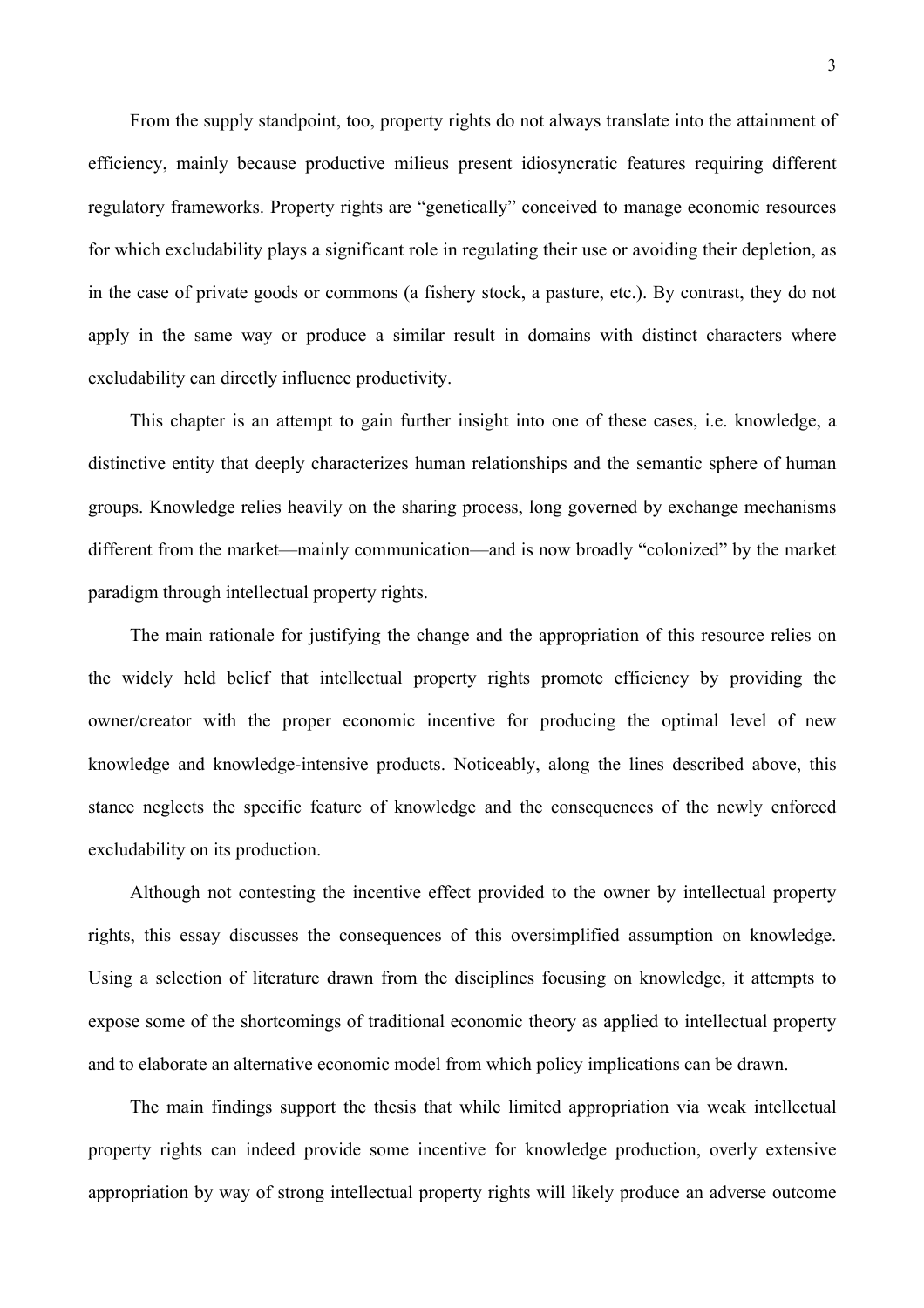From the supply standpoint, too, property rights do not always translate into the attainment of efficiency, mainly because productive milieus present idiosyncratic features requiring different regulatory frameworks. Property rights are "genetically" conceived to manage economic resources for which excludability plays a significant role in regulating their use or avoiding their depletion, as in the case of private goods or commons (a fishery stock, a pasture, etc.). By contrast, they do not apply in the same way or produce a similar result in domains with distinct characters where excludability can directly influence productivity.

This chapter is an attempt to gain further insight into one of these cases, i.e. knowledge, a distinctive entity that deeply characterizes human relationships and the semantic sphere of human groups. Knowledge relies heavily on the sharing process, long governed by exchange mechanisms different from the market—mainly communication—and is now broadly "colonized" by the market paradigm through intellectual property rights.

The main rationale for justifying the change and the appropriation of this resource relies on the widely held belief that intellectual property rights promote efficiency by providing the owner/creator with the proper economic incentive for producing the optimal level of new knowledge and knowledge-intensive products. Noticeably, along the lines described above, this stance neglects the specific feature of knowledge and the consequences of the newly enforced excludability on its production.

Although not contesting the incentive effect provided to the owner by intellectual property rights, this essay discusses the consequences of this oversimplified assumption on knowledge. Using a selection of literature drawn from the disciplines focusing on knowledge, it attempts to expose some of the shortcomings of traditional economic theory as applied to intellectual property and to elaborate an alternative economic model from which policy implications can be drawn.

The main findings support the thesis that while limited appropriation via weak intellectual property rights can indeed provide some incentive for knowledge production, overly extensive appropriation by way of strong intellectual property rights will likely produce an adverse outcome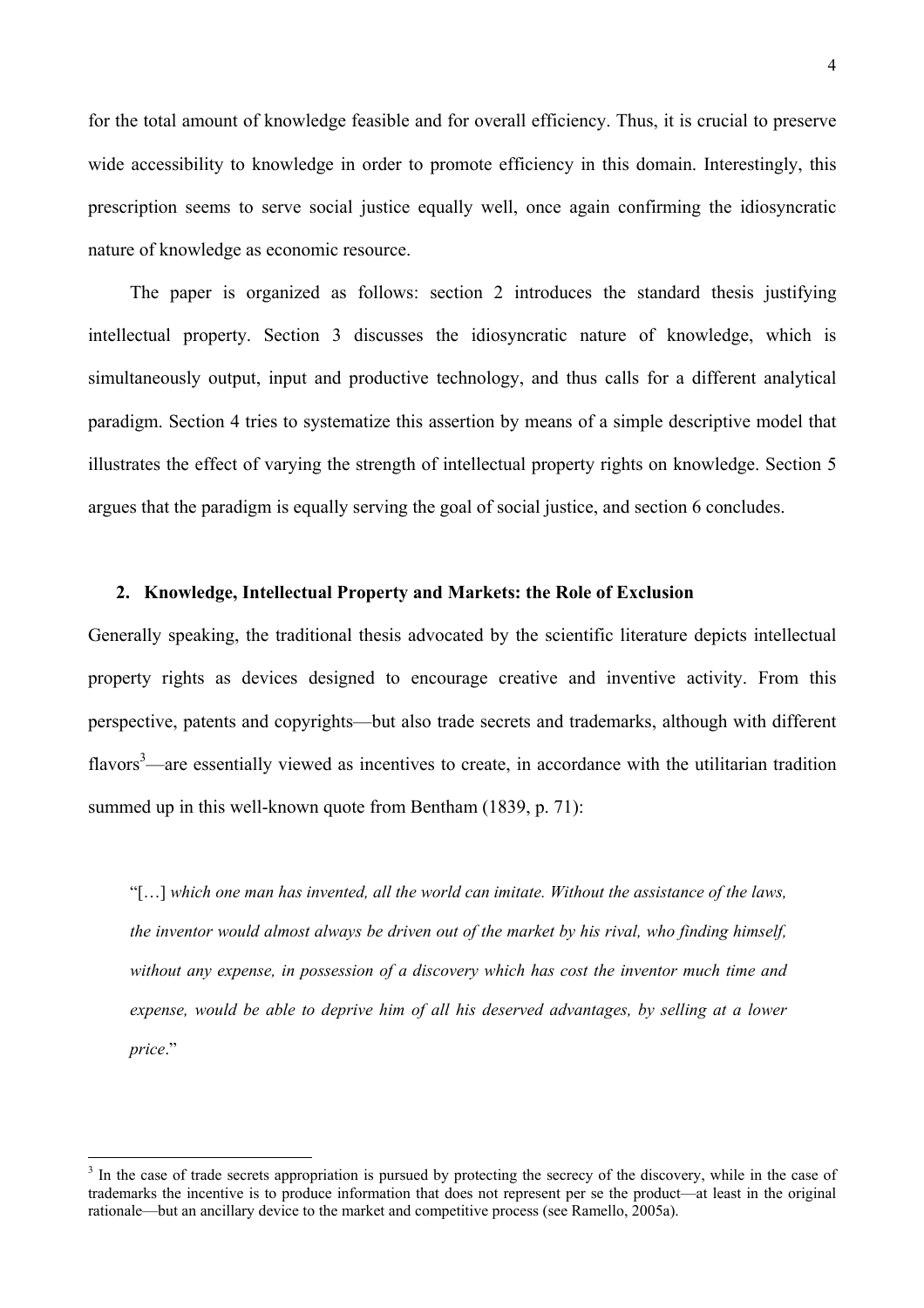for the total amount of knowledge feasible and for overall efficiency. Thus, it is crucial to preserve wide accessibility to knowledge in order to promote efficiency in this domain. Interestingly, this prescription seems to serve social justice equally well, once again confirming the idiosyncratic nature of knowledge as economic resource.

The paper is organized as follows: section 2 introduces the standard thesis justifying intellectual property. Section 3 discusses the idiosyncratic nature of knowledge, which is simultaneously output, input and productive technology, and thus calls for a different analytical paradigm. Section 4 tries to systematize this assertion by means of a simple descriptive model that illustrates the effect of varying the strength of intellectual property rights on knowledge. Section 5 argues that the paradigm is equally serving the goal of social justice, and section 6 concludes.

## 2. Knowledge, Intellectual Property and Markets: the Role of Exclusion

Generally speaking, the traditional thesis advocated by the scientific literature depicts intellectual property rights as devices designed to encourage creative and inventive activity. From this perspective, patents and copyrights—but also trade secrets and trademarks, although with different flavors[3]—are essentially viewed as incentives to create, in accordance with the utilitarian tradition summed up in this well-known quote from Bentham (1839, p. 71):

> "[…] *which one man has invented, all the world can imitate. Without the assistance of the laws, the inventor would almost always be driven out of the market by his rival, who finding himself, without any expense, in possession of a discovery which has cost the inventor much time and expense, would be able to deprive him of all his deserved advantages, by selling at a lower price*."

[3] In the case of trade secrets appropriation is pursued by protecting the secrecy of the discovery, while in the case of trademarks the incentive is to produce information that does not represent per se the product—at least in the original rationale—but an ancillary device to the market and competitive process (see Ramello, 2005a).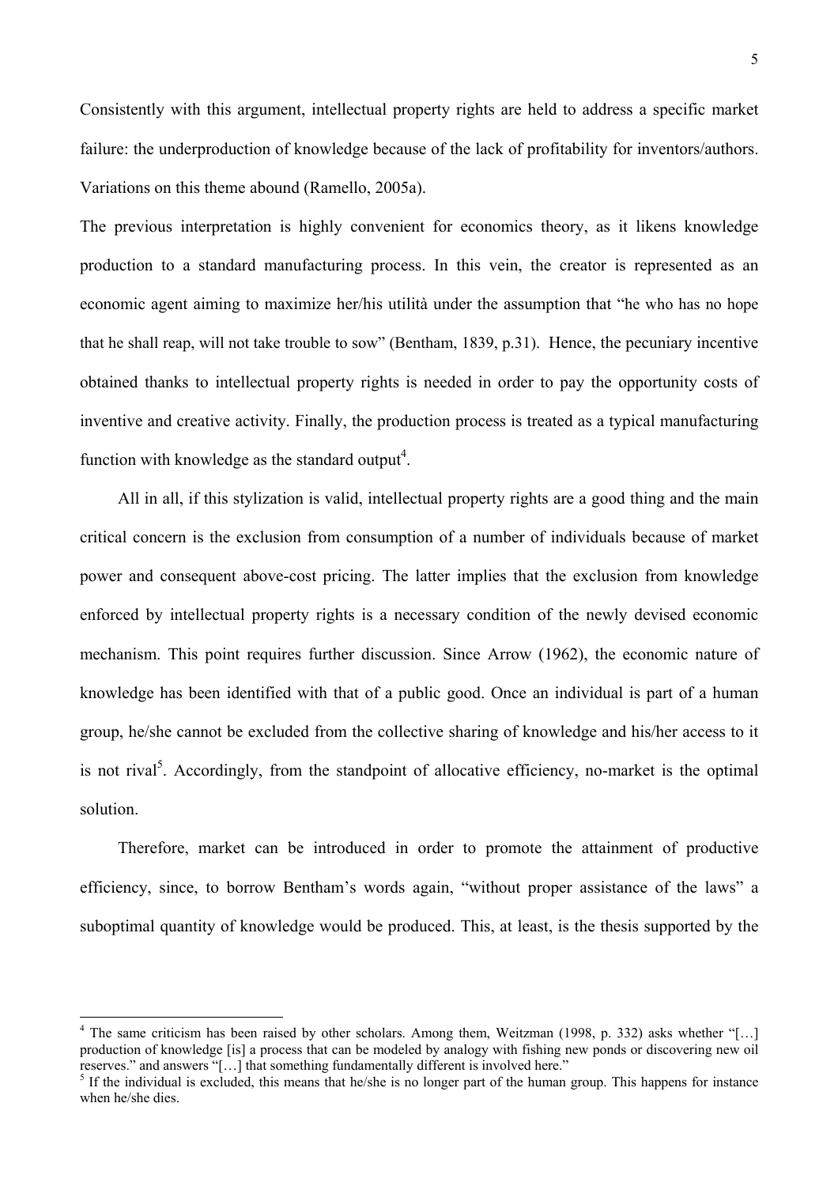Consistently with this argument, intellectual property rights are held to address a specific market failure: the underproduction of knowledge because of the lack of profitability for inventors/authors. Variations on this theme abound (Ramello, 2005a).

The previous interpretation is highly convenient for economics theory, as it likens knowledge production to a standard manufacturing process. In this vein, the creator is represented as an economic agent aiming to maximize her/his utilità under the assumption that "he who has no hope that he shall reap, will not take trouble to sow" (Bentham, 1839, p.31). Hence, the pecuniary incentive obtained thanks to intellectual property rights is needed in order to pay the opportunity costs of inventive and creative activity. Finally, the production process is treated as a typical manufacturing function with knowledge as the standard output[4].

All in all, if this stylization is valid, intellectual property rights are a good thing and the main critical concern is the exclusion from consumption of a number of individuals because of market power and consequent above-cost pricing. The latter implies that the exclusion from knowledge enforced by intellectual property rights is a necessary condition of the newly devised economic mechanism. This point requires further discussion. Since Arrow (1962), the economic nature of knowledge has been identified with that of a public good. Once an individual is part of a human group, he/she cannot be excluded from the collective sharing of knowledge and his/her access to it is not rival[5]. Accordingly, from the standpoint of allocative efficiency, no-market is the optimal solution.

Therefore, market can be introduced in order to promote the attainment of productive efficiency, since, to borrow Bentham's words again, "without proper assistance of the laws" a suboptimal quantity of knowledge would be produced. This, at least, is the thesis supported by the

---

[4] The same criticism has been raised by other scholars. Among them, Weitzman (1998, p. 332) asks whether "[…] production of knowledge [is] a process that can be modeled by analogy with fishing new ponds or discovering new oil reserves." and answers "[…] that something fundamentally different is involved here."

[5] If the individual is excluded, this means that he/she is no longer part of the human group. This happens for instance when he/she dies.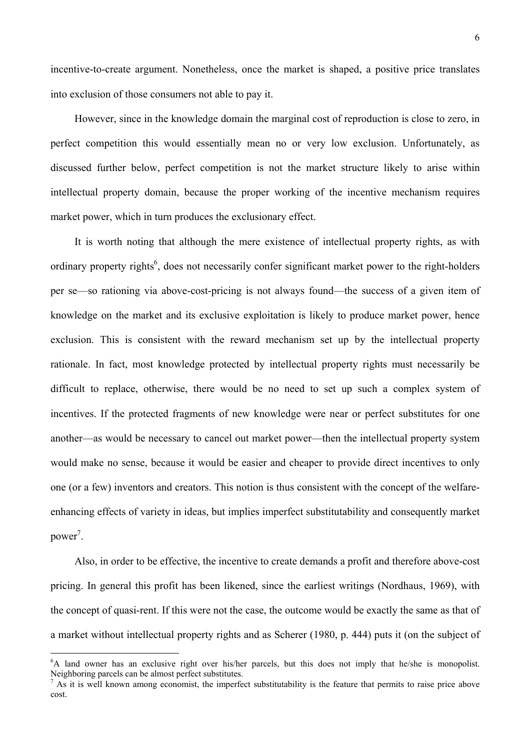incentive-to-create argument. Nonetheless, once the market is shaped, a positive price translates into exclusion of those consumers not able to pay it.

However, since in the knowledge domain the marginal cost of reproduction is close to zero, in perfect competition this would essentially mean no or very low exclusion. Unfortunately, as discussed further below, perfect competition is not the market structure likely to arise within intellectual property domain, because the proper working of the incentive mechanism requires market power, which in turn produces the exclusionary effect.

It is worth noting that although the mere existence of intellectual property rights, as with ordinary property rights[6], does not necessarily confer significant market power to the right-holders per se—so rationing via above-cost-pricing is not always found—the success of a given item of knowledge on the market and its exclusive exploitation is likely to produce market power, hence exclusion. This is consistent with the reward mechanism set up by the intellectual property rationale. In fact, most knowledge protected by intellectual property rights must necessarily be difficult to replace, otherwise, there would be no need to set up such a complex system of incentives. If the protected fragments of new knowledge were near or perfect substitutes for one another—as would be necessary to cancel out market power—then the intellectual property system would make no sense, because it would be easier and cheaper to provide direct incentives to only one (or a few) inventors and creators. This notion is thus consistent with the concept of the welfare-enhancing effects of variety in ideas, but implies imperfect substitutability and consequently market power[7].

Also, in order to be effective, the incentive to create demands a profit and therefore above-cost pricing. In general this profit has been likened, since the earliest writings (Nordhaus, 1969), with the concept of quasi-rent. If this were not the case, the outcome would be exactly the same as that of a market without intellectual property rights and as Scherer (1980, p. 444) puts it (on the subject of

---

[6] A land owner has an exclusive right over his/her parcels, but this does not imply that he/she is monopolist. Neighboring parcels can be almost perfect substitutes.

[7] As it is well known among economist, the imperfect substitutability is the feature that permits to raise price above cost.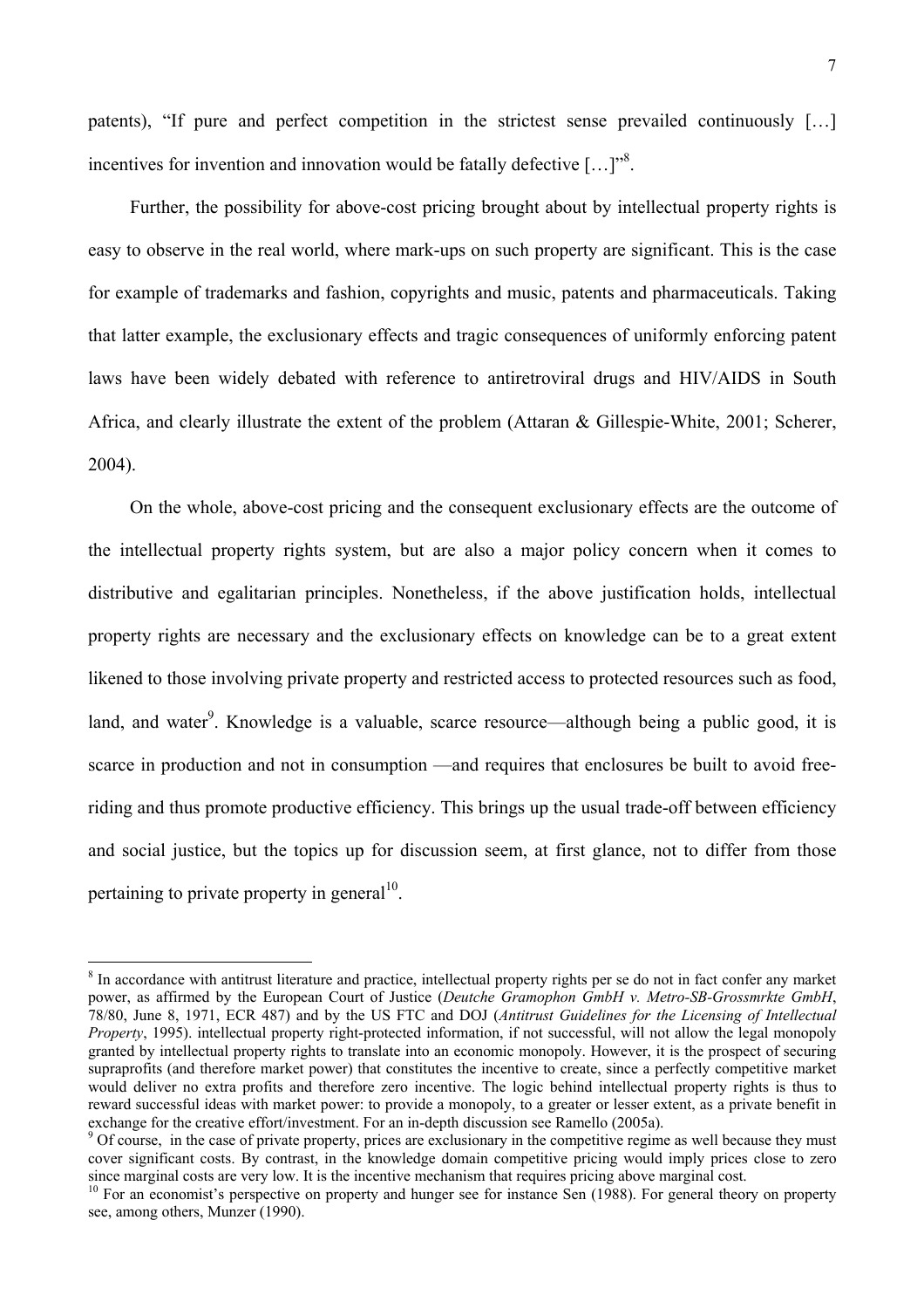patents), "If pure and perfect competition in the strictest sense prevailed continuously […] incentives for invention and innovation would be fatally defective […]"[8].

Further, the possibility for above-cost pricing brought about by intellectual property rights is easy to observe in the real world, where mark-ups on such property are significant. This is the case for example of trademarks and fashion, copyrights and music, patents and pharmaceuticals. Taking that latter example, the exclusionary effects and tragic consequences of uniformly enforcing patent laws have been widely debated with reference to antiretroviral drugs and HIV/AIDS in South Africa, and clearly illustrate the extent of the problem (Attaran & Gillespie-White, 2001; Scherer, 2004).

On the whole, above-cost pricing and the consequent exclusionary effects are the outcome of the intellectual property rights system, but are also a major policy concern when it comes to distributive and egalitarian principles. Nonetheless, if the above justification holds, intellectual property rights are necessary and the exclusionary effects on knowledge can be to a great extent likened to those involving private property and restricted access to protected resources such as food, land, and water[9]. Knowledge is a valuable, scarce resource—although being a public good, it is scarce in production and not in consumption —and requires that enclosures be built to avoid free-riding and thus promote productive efficiency. This brings up the usual trade-off between efficiency and social justice, but the topics up for discussion seem, at first glance, not to differ from those pertaining to private property in general[10].

---

[8] In accordance with antitrust literature and practice, intellectual property rights per se do not in fact confer any market power, as affirmed by the European Court of Justice (*Deutche Gramophon GmbH v. Metro-SB-Grossmrkte GmbH*, 78/80, June 8, 1971, ECR 487) and by the US FTC and DOJ (*Antitrust Guidelines for the Licensing of Intellectual Property*, 1995). intellectual property right-protected information, if not successful, will not allow the legal monopoly granted by intellectual property rights to translate into an economic monopoly. However, it is the prospect of securing supraprofits (and therefore market power) that constitutes the incentive to create, since a perfectly competitive market would deliver no extra profits and therefore zero incentive. The logic behind intellectual property rights is thus to reward successful ideas with market power: to provide a monopoly, to a greater or lesser extent, as a private benefit in exchange for the creative effort/investment. For an in-depth discussion see Ramello (2005a).

[9] Of course, in the case of private property, prices are exclusionary in the competitive regime as well because they must cover significant costs. By contrast, in the knowledge domain competitive pricing would imply prices close to zero since marginal costs are very low. It is the incentive mechanism that requires pricing above marginal cost.

[10] For an economist's perspective on property and hunger see for instance Sen (1988). For general theory on property see, among others, Munzer (1990).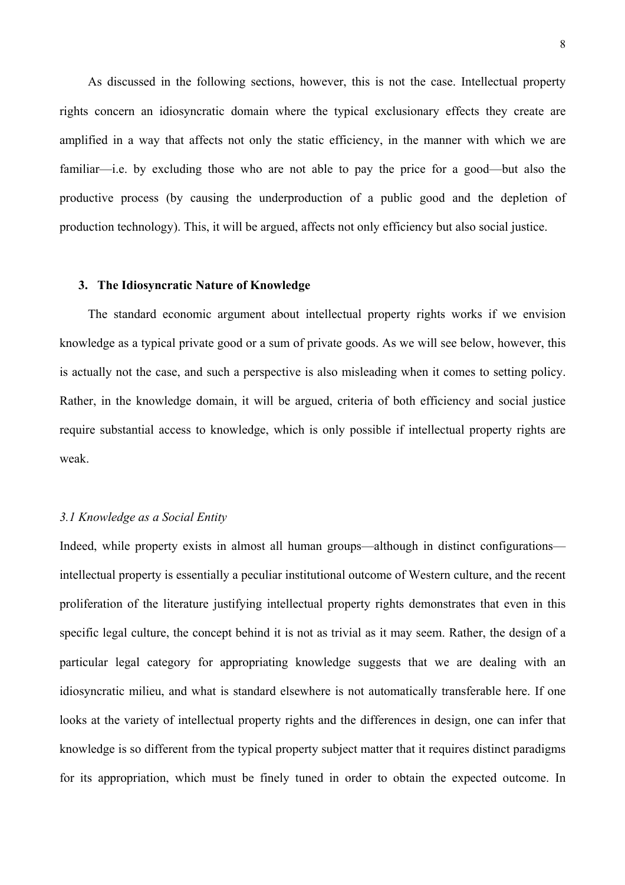As discussed in the following sections, however, this is not the case. Intellectual property rights concern an idiosyncratic domain where the typical exclusionary effects they create are amplified in a way that affects not only the static efficiency, in the manner with which we are familiar—i.e. by excluding those who are not able to pay the price for a good—but also the productive process (by causing the underproduction of a public good and the depletion of production technology). This, it will be argued, affects not only efficiency but also social justice.

## 3. The Idiosyncratic Nature of Knowledge

The standard economic argument about intellectual property rights works if we envision knowledge as a typical private good or a sum of private goods. As we will see below, however, this is actually not the case, and such a perspective is also misleading when it comes to setting policy. Rather, in the knowledge domain, it will be argued, criteria of both efficiency and social justice require substantial access to knowledge, which is only possible if intellectual property rights are weak.

### *3.1 Knowledge as a Social Entity*

Indeed, while property exists in almost all human groups—although in distinct configurations—intellectual property is essentially a peculiar institutional outcome of Western culture, and the recent proliferation of the literature justifying intellectual property rights demonstrates that even in this specific legal culture, the concept behind it is not as trivial as it may seem. Rather, the design of a particular legal category for appropriating knowledge suggests that we are dealing with an idiosyncratic milieu, and what is standard elsewhere is not automatically transferable here. If one looks at the variety of intellectual property rights and the differences in design, one can infer that knowledge is so different from the typical property subject matter that it requires distinct paradigms for its appropriation, which must be finely tuned in order to obtain the expected outcome. In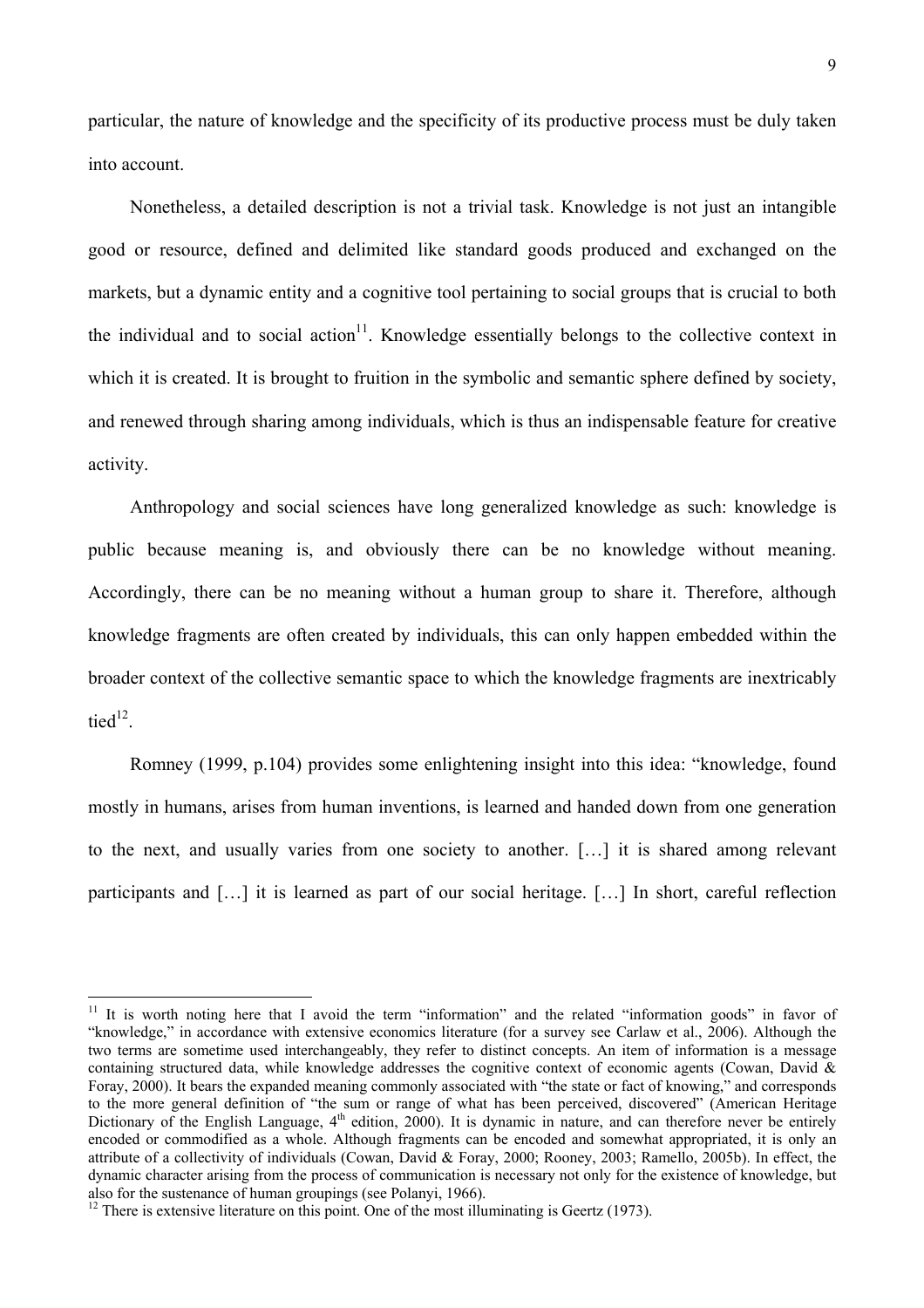particular, the nature of knowledge and the specificity of its productive process must be duly taken into account.

Nonetheless, a detailed description is not a trivial task. Knowledge is not just an intangible good or resource, defined and delimited like standard goods produced and exchanged on the markets, but a dynamic entity and a cognitive tool pertaining to social groups that is crucial to both the individual and to social action[11]. Knowledge essentially belongs to the collective context in which it is created. It is brought to fruition in the symbolic and semantic sphere defined by society, and renewed through sharing among individuals, which is thus an indispensable feature for creative activity.

Anthropology and social sciences have long generalized knowledge as such: knowledge is public because meaning is, and obviously there can be no knowledge without meaning. Accordingly, there can be no meaning without a human group to share it. Therefore, although knowledge fragments are often created by individuals, this can only happen embedded within the broader context of the collective semantic space to which the knowledge fragments are inextricably tied[12].

Romney (1999, p.104) provides some enlightening insight into this idea: "knowledge, found mostly in humans, arises from human inventions, is learned and handed down from one generation to the next, and usually varies from one society to another. […] it is shared among relevant participants and […] it is learned as part of our social heritage. […] In short, careful reflection

---

[11] It is worth noting here that I avoid the term "information" and the related "information goods" in favor of "knowledge," in accordance with extensive economics literature (for a survey see Carlaw et al., 2006). Although the two terms are sometime used interchangeably, they refer to distinct concepts. An item of information is a message containing structured data, while knowledge addresses the cognitive context of economic agents (Cowan, David & Foray, 2000). It bears the expanded meaning commonly associated with "the state or fact of knowing," and corresponds to the more general definition of "the sum or range of what has been perceived, discovered" (American Heritage Dictionary of the English Language, 4th edition, 2000). It is dynamic in nature, and can therefore never be entirely encoded or commodified as a whole. Although fragments can be encoded and somewhat appropriated, it is only an attribute of a collectivity of individuals (Cowan, David & Foray, 2000; Rooney, 2003; Ramello, 2005b). In effect, the dynamic character arising from the process of communication is necessary not only for the existence of knowledge, but also for the sustenance of human groupings (see Polanyi, 1966).

[12] There is extensive literature on this point. One of the most illuminating is Geertz (1973).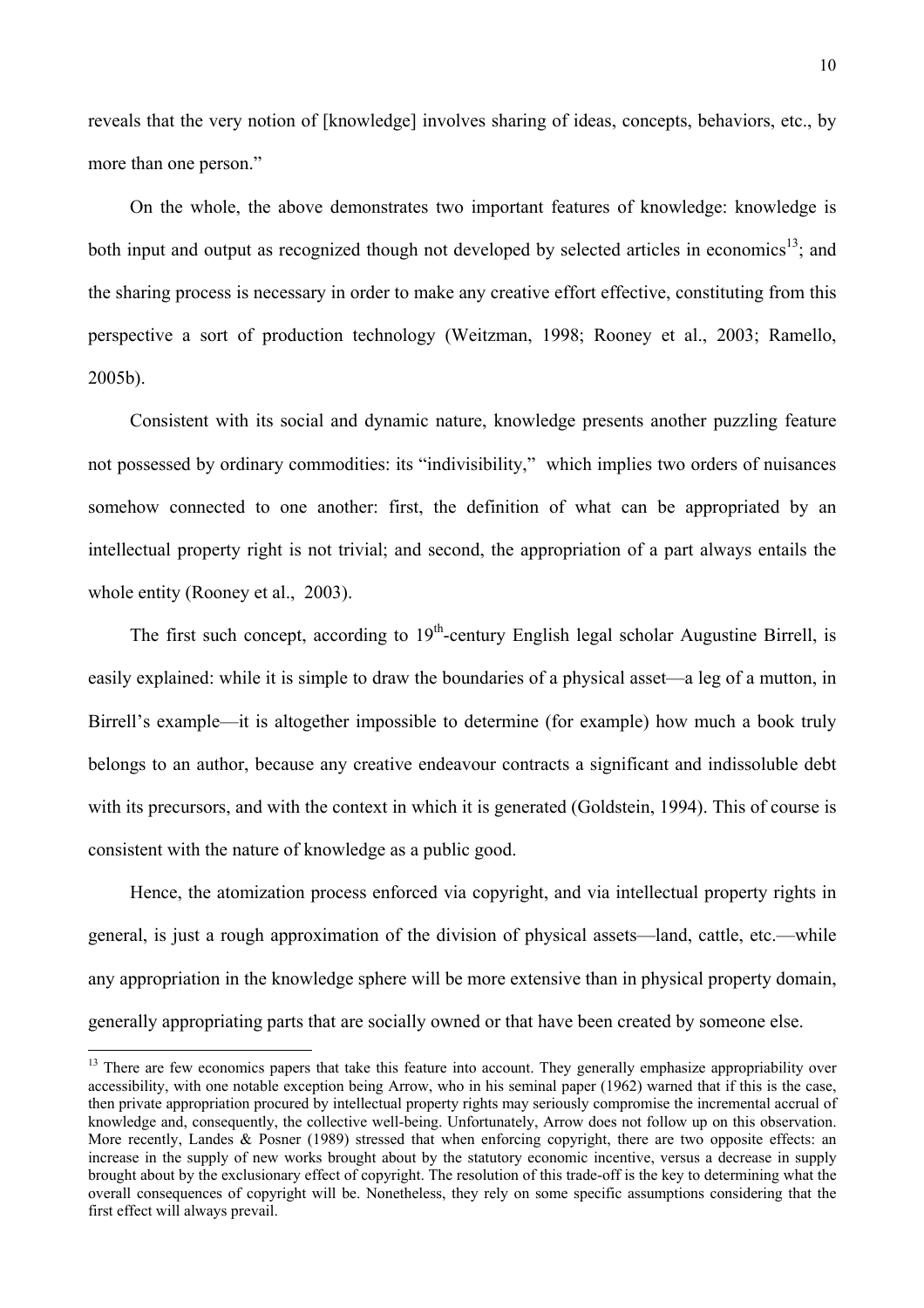reveals that the very notion of [knowledge] involves sharing of ideas, concepts, behaviors, etc., by more than one person."

On the whole, the above demonstrates two important features of knowledge: knowledge is both input and output as recognized though not developed by selected articles in economics[13]; and the sharing process is necessary in order to make any creative effort effective, constituting from this perspective a sort of production technology (Weitzman, 1998; Rooney et al., 2003; Ramello, 2005b).

Consistent with its social and dynamic nature, knowledge presents another puzzling feature not possessed by ordinary commodities: its "indivisibility," which implies two orders of nuisances somehow connected to one another: first, the definition of what can be appropriated by an intellectual property right is not trivial; and second, the appropriation of a part always entails the whole entity (Rooney et al., 2003).

The first such concept, according to 19th-century English legal scholar Augustine Birrell, is easily explained: while it is simple to draw the boundaries of a physical asset—a leg of a mutton, in Birrell's example—it is altogether impossible to determine (for example) how much a book truly belongs to an author, because any creative endeavour contracts a significant and indissoluble debt with its precursors, and with the context in which it is generated (Goldstein, 1994). This of course is consistent with the nature of knowledge as a public good.

Hence, the atomization process enforced via copyright, and via intellectual property rights in general, is just a rough approximation of the division of physical assets—land, cattle, etc.—while any appropriation in the knowledge sphere will be more extensive than in physical property domain, generally appropriating parts that are socially owned or that have been created by someone else.

[13] There are few economics papers that take this feature into account. They generally emphasize appropriability over accessibility, with one notable exception being Arrow, who in his seminal paper (1962) warned that if this is the case, then private appropriation procured by intellectual property rights may seriously compromise the incremental accrual of knowledge and, consequently, the collective well-being. Unfortunately, Arrow does not follow up on this observation. More recently, Landes & Posner (1989) stressed that when enforcing copyright, there are two opposite effects: an increase in the supply of new works brought about by the statutory economic incentive, versus a decrease in supply brought about by the exclusionary effect of copyright. The resolution of this trade-off is the key to determining what the overall consequences of copyright will be. Nonetheless, they rely on some specific assumptions considering that the first effect will always prevail.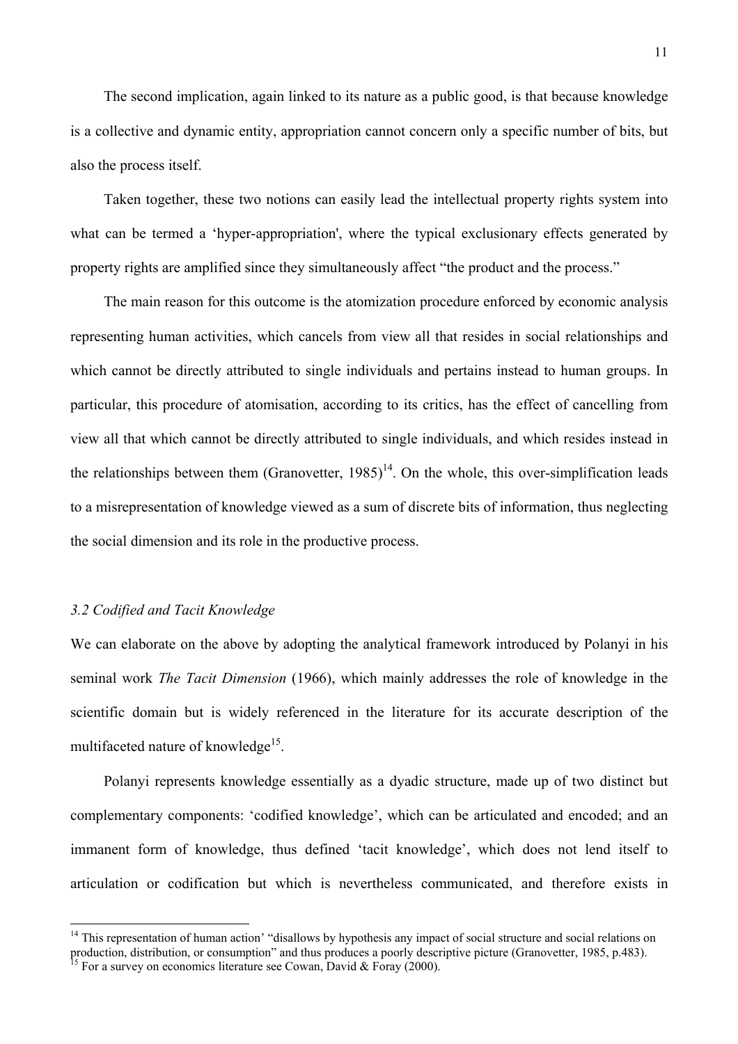The second implication, again linked to its nature as a public good, is that because knowledge is a collective and dynamic entity, appropriation cannot concern only a specific number of bits, but also the process itself.

Taken together, these two notions can easily lead the intellectual property rights system into what can be termed a 'hyper-appropriation', where the typical exclusionary effects generated by property rights are amplified since they simultaneously affect "the product and the process."

The main reason for this outcome is the atomization procedure enforced by economic analysis representing human activities, which cancels from view all that resides in social relationships and which cannot be directly attributed to single individuals and pertains instead to human groups. In particular, this procedure of atomisation, according to its critics, has the effect of cancelling from view all that which cannot be directly attributed to single individuals, and which resides instead in the relationships between them (Granovetter, 1985)[14]. On the whole, this over-simplification leads to a misrepresentation of knowledge viewed as a sum of discrete bits of information, thus neglecting the social dimension and its role in the productive process.

### *3.2 Codified and Tacit Knowledge*

We can elaborate on the above by adopting the analytical framework introduced by Polanyi in his seminal work *The Tacit Dimension* (1966), which mainly addresses the role of knowledge in the scientific domain but is widely referenced in the literature for its accurate description of the multifaceted nature of knowledge[15].

Polanyi represents knowledge essentially as a dyadic structure, made up of two distinct but complementary components: 'codified knowledge', which can be articulated and encoded; and an immanent form of knowledge, thus defined 'tacit knowledge', which does not lend itself to articulation or codification but which is nevertheless communicated, and therefore exists in

[14] This representation of human action' "disallows by hypothesis any impact of social structure and social relations on production, distribution, or consumption" and thus produces a poorly descriptive picture (Granovetter, 1985, p.483).

[15] For a survey on economics literature see Cowan, David & Foray (2000).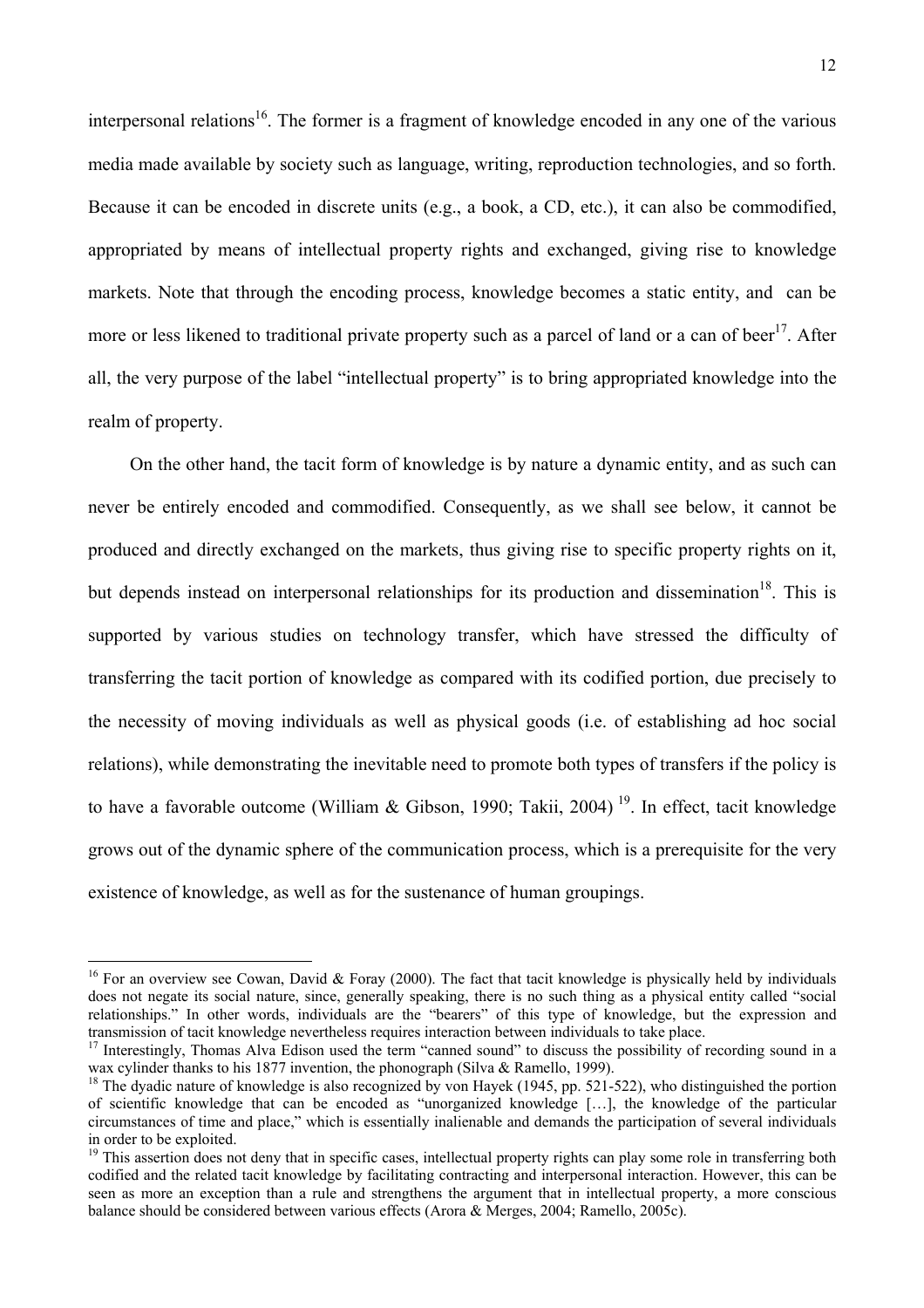interpersonal relations[16]. The former is a fragment of knowledge encoded in any one of the various media made available by society such as language, writing, reproduction technologies, and so forth. Because it can be encoded in discrete units (e.g., a book, a CD, etc.), it can also be commodified, appropriated by means of intellectual property rights and exchanged, giving rise to knowledge markets. Note that through the encoding process, knowledge becomes a static entity, and can be more or less likened to traditional private property such as a parcel of land or a can of beer[17]. After all, the very purpose of the label "intellectual property" is to bring appropriated knowledge into the realm of property.

On the other hand, the tacit form of knowledge is by nature a dynamic entity, and as such can never be entirely encoded and commodified. Consequently, as we shall see below, it cannot be produced and directly exchanged on the markets, thus giving rise to specific property rights on it, but depends instead on interpersonal relationships for its production and dissemination[18]. This is supported by various studies on technology transfer, which have stressed the difficulty of transferring the tacit portion of knowledge as compared with its codified portion, due precisely to the necessity of moving individuals as well as physical goods (i.e. of establishing ad hoc social relations), while demonstrating the inevitable need to promote both types of transfers if the policy is to have a favorable outcome (William & Gibson, 1990; Takii, 2004) [19]. In effect, tacit knowledge grows out of the dynamic sphere of the communication process, which is a prerequisite for the very existence of knowledge, as well as for the sustenance of human groupings.

---

[16] For an overview see Cowan, David & Foray (2000). The fact that tacit knowledge is physically held by individuals does not negate its social nature, since, generally speaking, there is no such thing as a physical entity called "social relationships." In other words, individuals are the "bearers" of this type of knowledge, but the expression and transmission of tacit knowledge nevertheless requires interaction between individuals to take place.

[17] Interestingly, Thomas Alva Edison used the term "canned sound" to discuss the possibility of recording sound in a wax cylinder thanks to his 1877 invention, the phonograph (Silva & Ramello, 1999).

[18] The dyadic nature of knowledge is also recognized by von Hayek (1945, pp. 521-522), who distinguished the portion of scientific knowledge that can be encoded as "unorganized knowledge […], the knowledge of the particular circumstances of time and place," which is essentially inalienable and demands the participation of several individuals in order to be exploited.

[19] This assertion does not deny that in specific cases, intellectual property rights can play some role in transferring both codified and the related tacit knowledge by facilitating contracting and interpersonal interaction. However, this can be seen as more an exception than a rule and strengthens the argument that in intellectual property, a more conscious balance should be considered between various effects (Arora & Merges, 2004; Ramello, 2005c).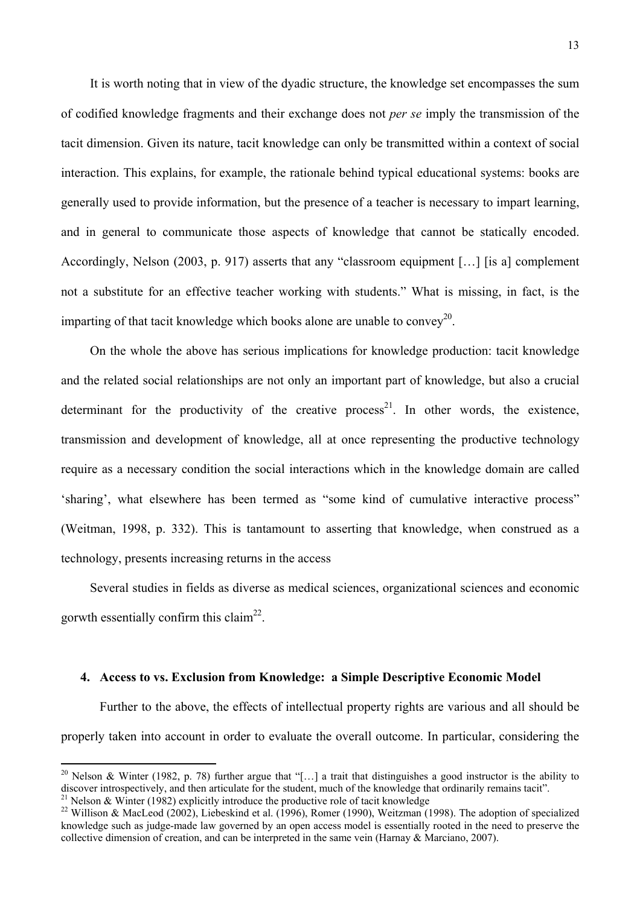It is worth noting that in view of the dyadic structure, the knowledge set encompasses the sum of codified knowledge fragments and their exchange does not *per se* imply the transmission of the tacit dimension. Given its nature, tacit knowledge can only be transmitted within a context of social interaction. This explains, for example, the rationale behind typical educational systems: books are generally used to provide information, but the presence of a teacher is necessary to impart learning, and in general to communicate those aspects of knowledge that cannot be statically encoded. Accordingly, Nelson (2003, p. 917) asserts that any "classroom equipment […] [is a] complement not a substitute for an effective teacher working with students." What is missing, in fact, is the imparting of that tacit knowledge which books alone are unable to convey[20].

On the whole the above has serious implications for knowledge production: tacit knowledge and the related social relationships are not only an important part of knowledge, but also a crucial determinant for the productivity of the creative process[21]. In other words, the existence, transmission and development of knowledge, all at once representing the productive technology require as a necessary condition the social interactions which in the knowledge domain are called 'sharing', what elsewhere has been termed as "some kind of cumulative interactive process" (Weitman, 1998, p. 332). This is tantamount to asserting that knowledge, when construed as a technology, presents increasing returns in the access

Several studies in fields as diverse as medical sciences, organizational sciences and economic gorwth essentially confirm this claim[22].

## 4. Access to vs. Exclusion from Knowledge: a Simple Descriptive Economic Model

Further to the above, the effects of intellectual property rights are various and all should be properly taken into account in order to evaluate the overall outcome. In particular, considering the

---

[20] Nelson & Winter (1982, p. 78) further argue that "[…] a trait that distinguishes a good instructor is the ability to discover introspectively, and then articulate for the student, much of the knowledge that ordinarily remains tacit".

[21] Nelson & Winter (1982) explicitly introduce the productive role of tacit knowledge

[22] Willison & MacLeod (2002), Liebeskind et al. (1996), Romer (1990), Weitzman (1998). The adoption of specialized knowledge such as judge-made law governed by an open access model is essentially rooted in the need to preserve the collective dimension of creation, and can be interpreted in the same vein (Harnay & Marciano, 2007).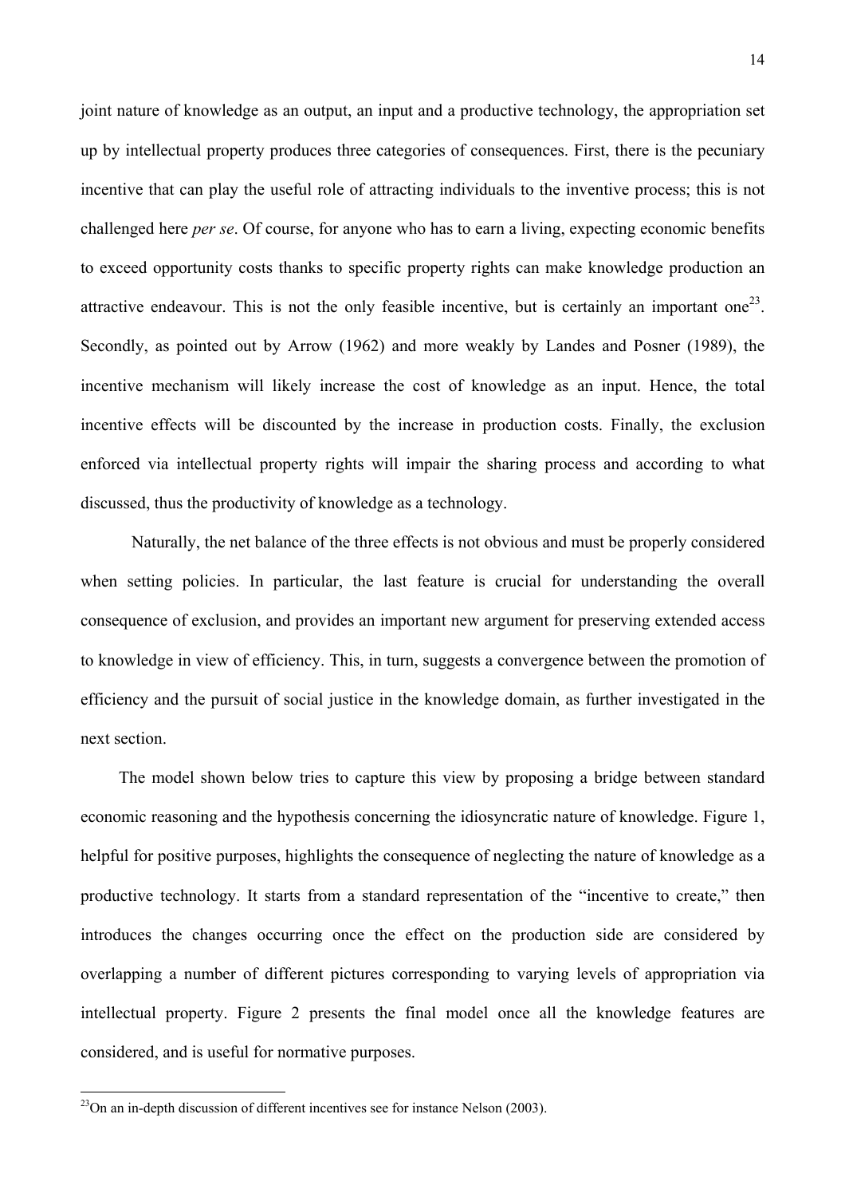joint nature of knowledge as an output, an input and a productive technology, the appropriation set up by intellectual property produces three categories of consequences. First, there is the pecuniary incentive that can play the useful role of attracting individuals to the inventive process; this is not challenged here *per se*. Of course, for anyone who has to earn a living, expecting economic benefits to exceed opportunity costs thanks to specific property rights can make knowledge production an attractive endeavour. This is not the only feasible incentive, but is certainly an important one[23]. Secondly, as pointed out by Arrow (1962) and more weakly by Landes and Posner (1989), the incentive mechanism will likely increase the cost of knowledge as an input. Hence, the total incentive effects will be discounted by the increase in production costs. Finally, the exclusion enforced via intellectual property rights will impair the sharing process and according to what discussed, thus the productivity of knowledge as a technology.

Naturally, the net balance of the three effects is not obvious and must be properly considered when setting policies. In particular, the last feature is crucial for understanding the overall consequence of exclusion, and provides an important new argument for preserving extended access to knowledge in view of efficiency. This, in turn, suggests a convergence between the promotion of efficiency and the pursuit of social justice in the knowledge domain, as further investigated in the next section.

The model shown below tries to capture this view by proposing a bridge between standard economic reasoning and the hypothesis concerning the idiosyncratic nature of knowledge. Figure 1, helpful for positive purposes, highlights the consequence of neglecting the nature of knowledge as a productive technology. It starts from a standard representation of the "incentive to create," then introduces the changes occurring once the effect on the production side are considered by overlapping a number of different pictures corresponding to varying levels of appropriation via intellectual property. Figure 2 presents the final model once all the knowledge features are considered, and is useful for normative purposes.

---

[23]On an in-depth discussion of different incentives see for instance Nelson (2003).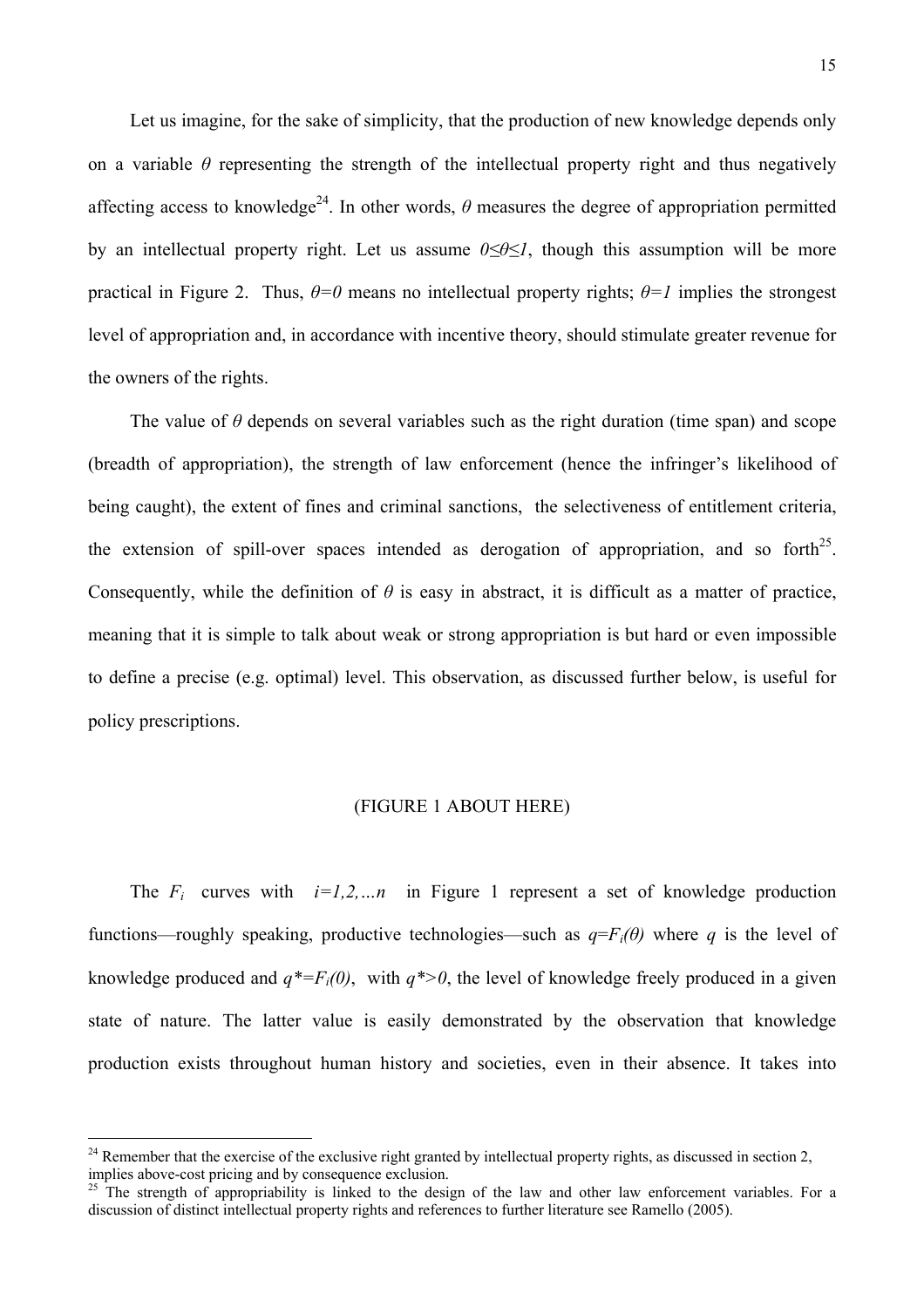Let us imagine, for the sake of simplicity, that the production of new knowledge depends only on a variable $\theta$ representing the strength of the intellectual property right and thus negatively affecting access to knowledge[24]. In other words, $\theta$ measures the degree of appropriation permitted by an intellectual property right. Let us assume $0 \leq \theta \leq 1$, though this assumption will be more practical in Figure 2. Thus, $\theta = 0$ means no intellectual property rights; $\theta = 1$ implies the strongest level of appropriation and, in accordance with incentive theory, should stimulate greater revenue for the owners of the rights.

The value of $\theta$ depends on several variables such as the right duration (time span) and scope (breadth of appropriation), the strength of law enforcement (hence the infringer's likelihood of being caught), the extent of fines and criminal sanctions, the selectiveness of entitlement criteria, the extension of spill-over spaces intended as derogation of appropriation, and so forth[25]. Consequently, while the definition of $\theta$ is easy in abstract, it is difficult as a matter of practice, meaning that it is simple to talk about weak or strong appropriation is but hard or even impossible to define a precise (e.g. optimal) level. This observation, as discussed further below, is useful for policy prescriptions.

(FIGURE 1 ABOUT HERE)

The $F_i$ curves with $i=1,2,\ldots n$ in Figure 1 represent a set of knowledge production functions—roughly speaking, productive technologies—such as $q=F_i(\theta)$ where $q$ is the level of knowledge produced and $q^*=F_i(0)$, with $q^*>0$, the level of knowledge freely produced in a given state of nature. The latter value is easily demonstrated by the observation that knowledge production exists throughout human history and societies, even in their absence. It takes into

---

[24] Remember that the exercise of the exclusive right granted by intellectual property rights, as discussed in section 2, implies above-cost pricing and by consequence exclusion.

[25] The strength of appropriability is linked to the design of the law and other law enforcement variables. For a discussion of distinct intellectual property rights and references to further literature see Ramello (2005).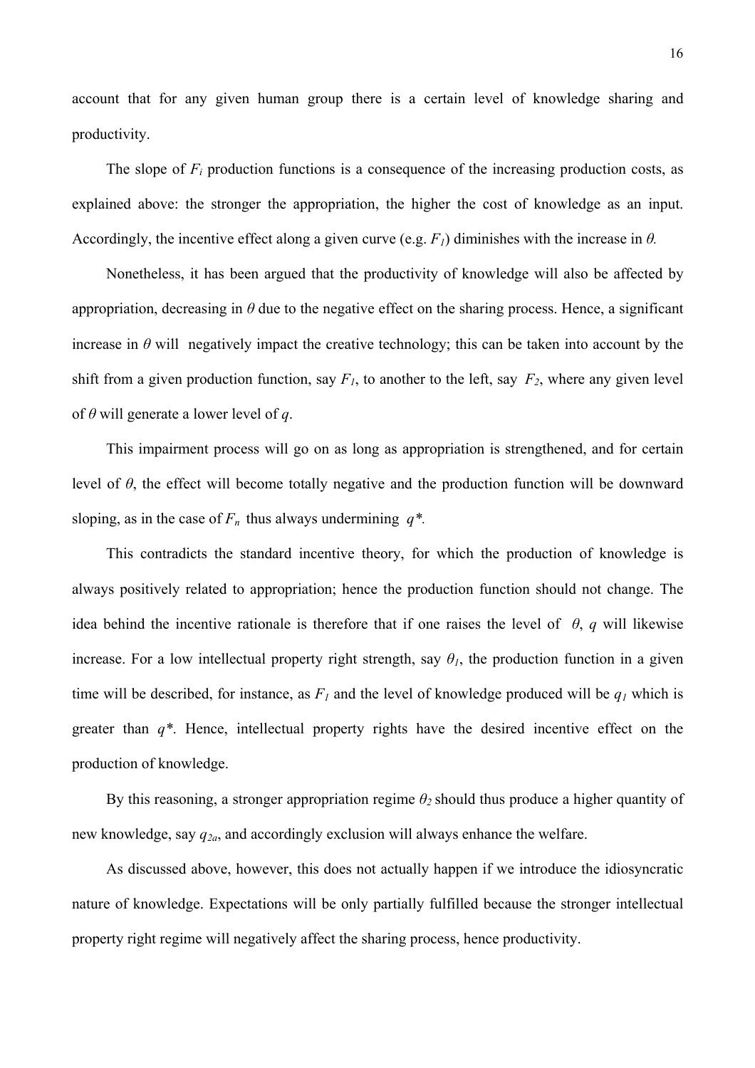account that for any given human group there is a certain level of knowledge sharing and productivity.

The slope of $F_i$ production functions is a consequence of the increasing production costs, as explained above: the stronger the appropriation, the higher the cost of knowledge as an input. Accordingly, the incentive effect along a given curve (e.g. $F_1$) diminishes with the increase in $\theta$.

Nonetheless, it has been argued that the productivity of knowledge will also be affected by appropriation, decreasing in $\theta$ due to the negative effect on the sharing process. Hence, a significant increase in $\theta$ will negatively impact the creative technology; this can be taken into account by the shift from a given production function, say $F_1$, to another to the left, say $F_2$, where any given level of $\theta$ will generate a lower level of $q$.

This impairment process will go on as long as appropriation is strengthened, and for certain level of $\theta$, the effect will become totally negative and the production function will be downward sloping, as in the case of $F_n$ thus always undermining $q^*$.

This contradicts the standard incentive theory, for which the production of knowledge is always positively related to appropriation; hence the production function should not change. The idea behind the incentive rationale is therefore that if one raises the level of $\theta$, $q$ will likewise increase. For a low intellectual property right strength, say $\theta_1$, the production function in a given time will be described, for instance, as $F_1$ and the level of knowledge produced will be $q_1$ which is greater than $q^*$. Hence, intellectual property rights have the desired incentive effect on the production of knowledge.

By this reasoning, a stronger appropriation regime $\theta_2$ should thus produce a higher quantity of new knowledge, say $q_{2a}$, and accordingly exclusion will always enhance the welfare.

As discussed above, however, this does not actually happen if we introduce the idiosyncratic nature of knowledge. Expectations will be only partially fulfilled because the stronger intellectual property right regime will negatively affect the sharing process, hence productivity.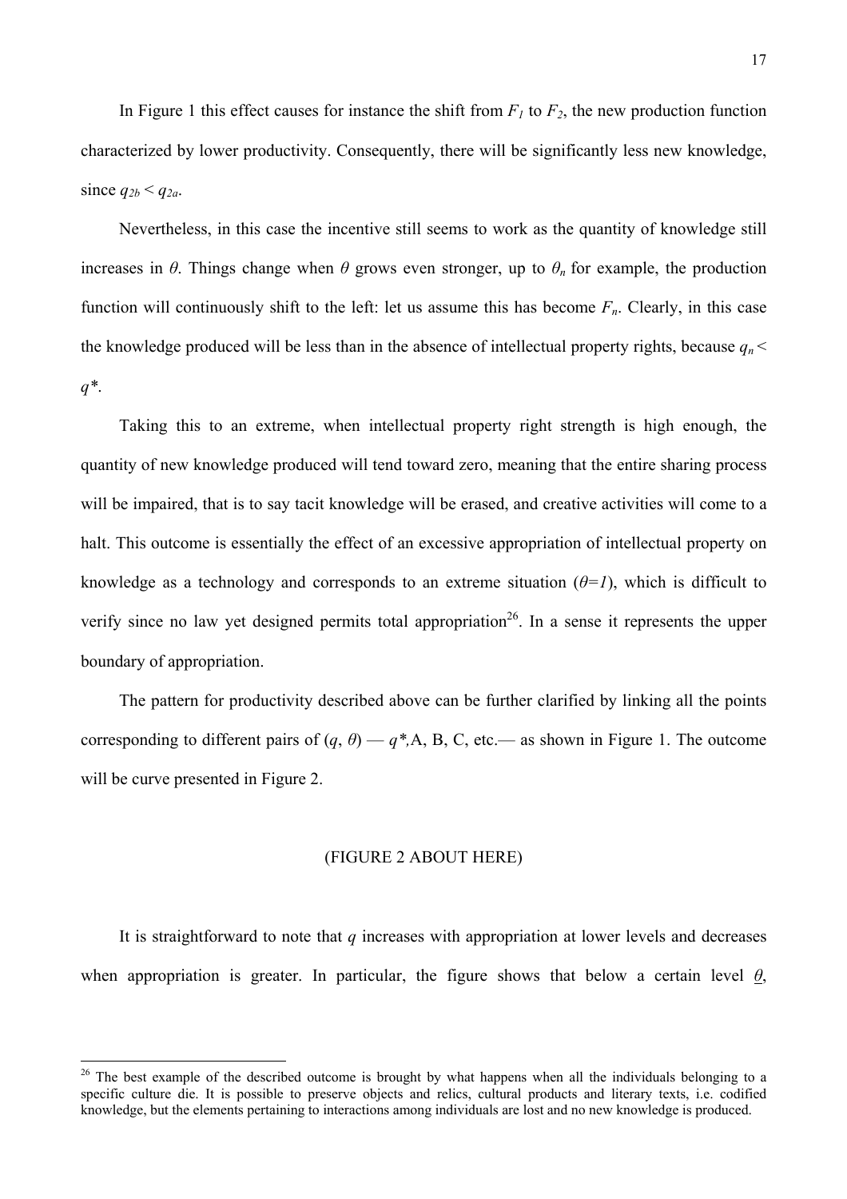In Figure 1 this effect causes for instance the shift from $F_1$ to $F_2$, the new production function characterized by lower productivity. Consequently, there will be significantly less new knowledge, since $q_{2b} < q_{2a}$.

Nevertheless, in this case the incentive still seems to work as the quantity of knowledge still increases in $\theta$. Things change when $\theta$ grows even stronger, up to $\theta_n$ for example, the production function will continuously shift to the left: let us assume this has become $F_n$. Clearly, in this case the knowledge produced will be less than in the absence of intellectual property rights, because $q_n < q^*$.

Taking this to an extreme, when intellectual property right strength is high enough, the quantity of new knowledge produced will tend toward zero, meaning that the entire sharing process will be impaired, that is to say tacit knowledge will be erased, and creative activities will come to a halt. This outcome is essentially the effect of an excessive appropriation of intellectual property on knowledge as a technology and corresponds to an extreme situation ($\theta=1$), which is difficult to verify since no law yet designed permits total appropriation[26]. In a sense it represents the upper boundary of appropriation.

The pattern for productivity described above can be further clarified by linking all the points corresponding to different pairs of ($q$, $\theta$) — $q^*$,A, B, C, etc.— as shown in Figure 1. The outcome will be curve presented in Figure 2.

(FIGURE 2 ABOUT HERE)

It is straightforward to note that $q$ increases with appropriation at lower levels and decreases when appropriation is greater. In particular, the figure shows that below a certain level $\underline{\theta}$,

---

[26] The best example of the described outcome is brought by what happens when all the individuals belonging to a specific culture die. It is possible to preserve objects and relics, cultural products and literary texts, i.e. codified knowledge, but the elements pertaining to interactions among individuals are lost and no new knowledge is produced.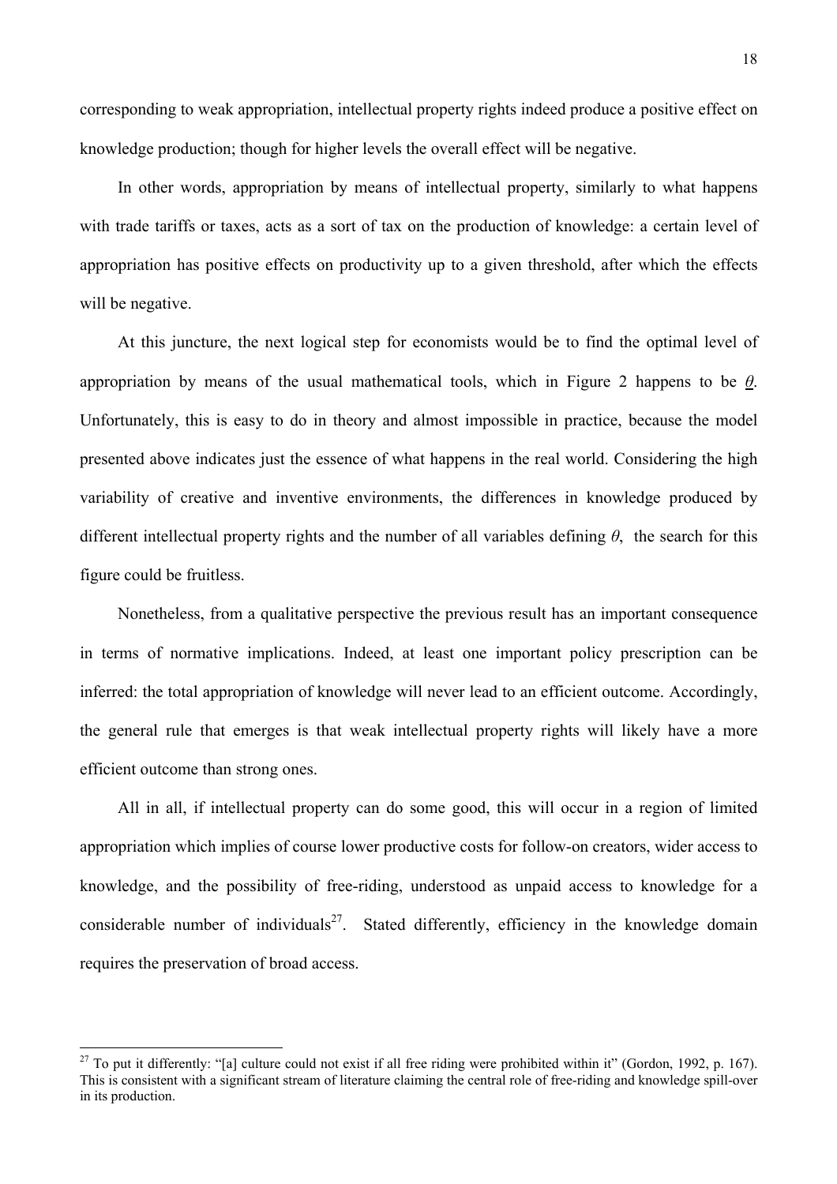corresponding to weak appropriation, intellectual property rights indeed produce a positive effect on knowledge production; though for higher levels the overall effect will be negative.

In other words, appropriation by means of intellectual property, similarly to what happens with trade tariffs or taxes, acts as a sort of tax on the production of knowledge: a certain level of appropriation has positive effects on productivity up to a given threshold, after which the effects will be negative.

At this juncture, the next logical step for economists would be to find the optimal level of appropriation by means of the usual mathematical tools, which in Figure 2 happens to be $\underline{\theta}$. Unfortunately, this is easy to do in theory and almost impossible in practice, because the model presented above indicates just the essence of what happens in the real world. Considering the high variability of creative and inventive environments, the differences in knowledge produced by different intellectual property rights and the number of all variables defining $\theta$, the search for this figure could be fruitless.

Nonetheless, from a qualitative perspective the previous result has an important consequence in terms of normative implications. Indeed, at least one important policy prescription can be inferred: the total appropriation of knowledge will never lead to an efficient outcome. Accordingly, the general rule that emerges is that weak intellectual property rights will likely have a more efficient outcome than strong ones.

All in all, if intellectual property can do some good, this will occur in a region of limited appropriation which implies of course lower productive costs for follow-on creators, wider access to knowledge, and the possibility of free-riding, understood as unpaid access to knowledge for a considerable number of individuals[27]. Stated differently, efficiency in the knowledge domain requires the preservation of broad access.

[27] To put it differently: "[a] culture could not exist if all free riding were prohibited within it" (Gordon, 1992, p. 167). This is consistent with a significant stream of literature claiming the central role of free-riding and knowledge spill-over in its production.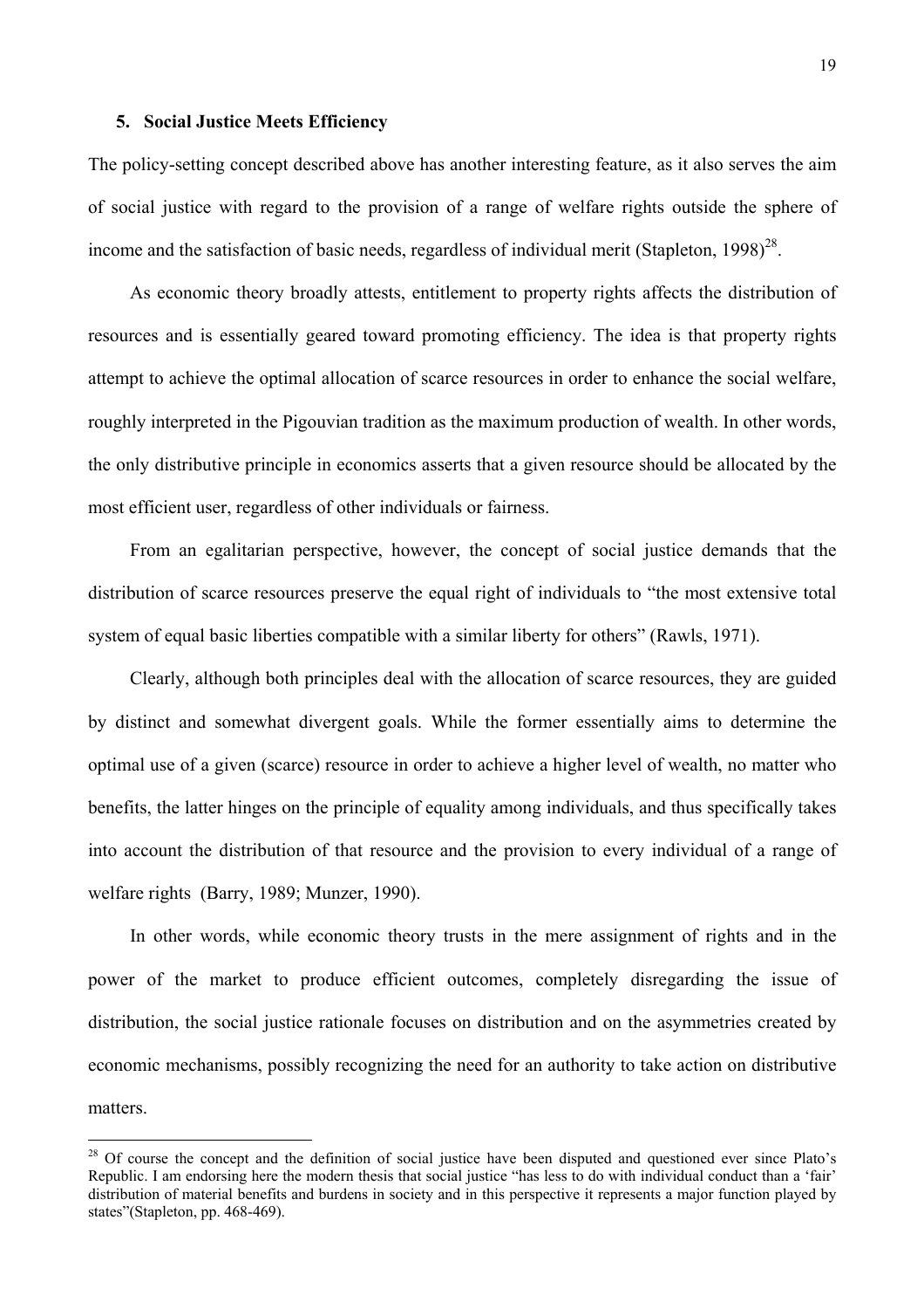## 5. Social Justice Meets Efficiency

The policy-setting concept described above has another interesting feature, as it also serves the aim of social justice with regard to the provision of a range of welfare rights outside the sphere of income and the satisfaction of basic needs, regardless of individual merit (Stapleton, 1998)[28].

As economic theory broadly attests, entitlement to property rights affects the distribution of resources and is essentially geared toward promoting efficiency. The idea is that property rights attempt to achieve the optimal allocation of scarce resources in order to enhance the social welfare, roughly interpreted in the Pigouvian tradition as the maximum production of wealth. In other words, the only distributive principle in economics asserts that a given resource should be allocated by the most efficient user, regardless of other individuals or fairness.

From an egalitarian perspective, however, the concept of social justice demands that the distribution of scarce resources preserve the equal right of individuals to "the most extensive total system of equal basic liberties compatible with a similar liberty for others" (Rawls, 1971).

Clearly, although both principles deal with the allocation of scarce resources, they are guided by distinct and somewhat divergent goals. While the former essentially aims to determine the optimal use of a given (scarce) resource in order to achieve a higher level of wealth, no matter who benefits, the latter hinges on the principle of equality among individuals, and thus specifically takes into account the distribution of that resource and the provision to every individual of a range of welfare rights (Barry, 1989; Munzer, 1990).

In other words, while economic theory trusts in the mere assignment of rights and in the power of the market to produce efficient outcomes, completely disregarding the issue of distribution, the social justice rationale focuses on distribution and on the asymmetries created by economic mechanisms, possibly recognizing the need for an authority to take action on distributive matters.

---

[28] Of course the concept and the definition of social justice have been disputed and questioned ever since Plato's Republic. I am endorsing here the modern thesis that social justice "has less to do with individual conduct than a 'fair' distribution of material benefits and burdens in society and in this perspective it represents a major function played by states"(Stapleton, pp. 468-469).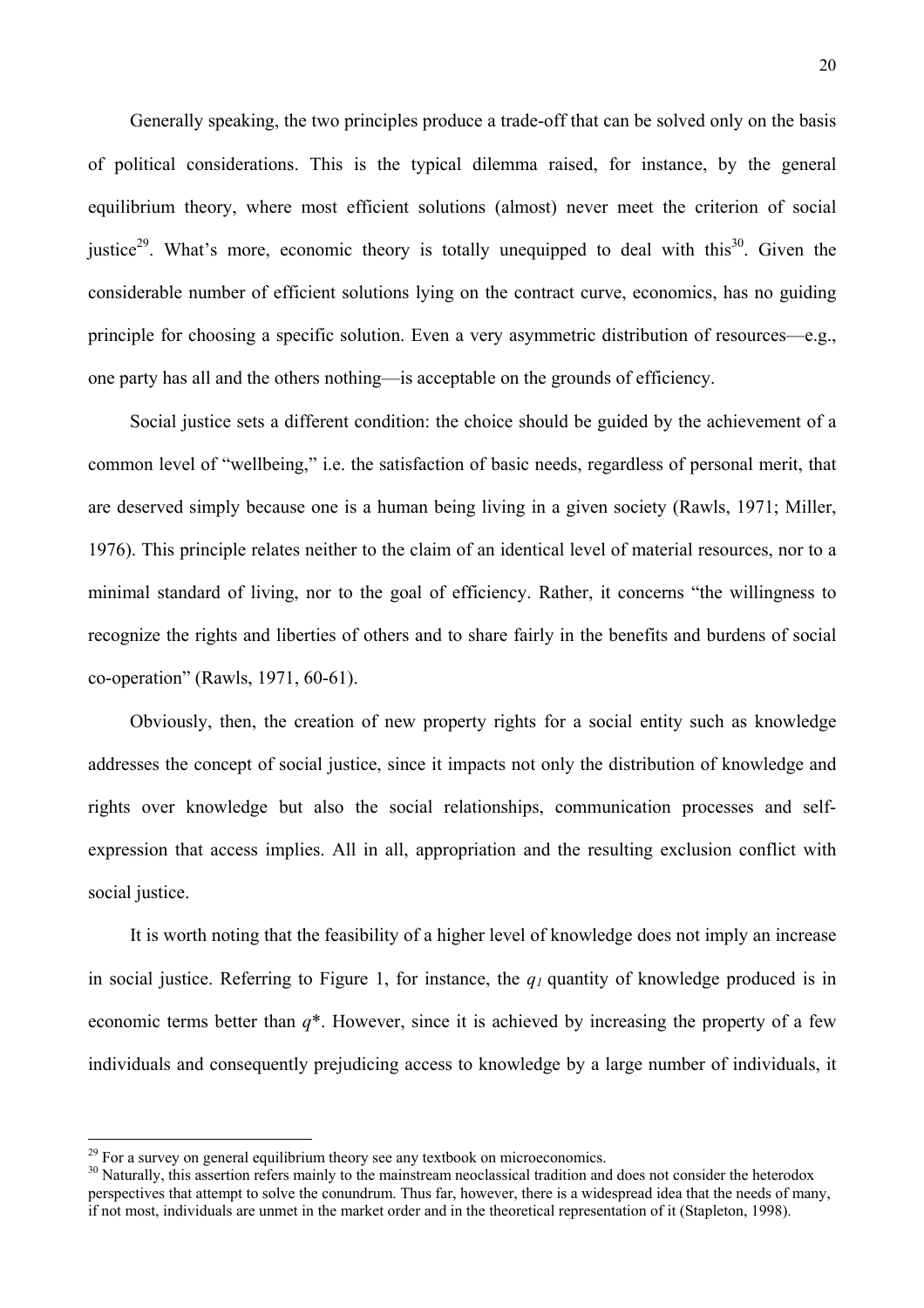Generally speaking, the two principles produce a trade-off that can be solved only on the basis of political considerations. This is the typical dilemma raised, for instance, by the general equilibrium theory, where most efficient solutions (almost) never meet the criterion of social justice[29]. What's more, economic theory is totally unequipped to deal with this[30]. Given the considerable number of efficient solutions lying on the contract curve, economics, has no guiding principle for choosing a specific solution. Even a very asymmetric distribution of resources—e.g., one party has all and the others nothing—is acceptable on the grounds of efficiency.

Social justice sets a different condition: the choice should be guided by the achievement of a common level of "wellbeing," i.e. the satisfaction of basic needs, regardless of personal merit, that are deserved simply because one is a human being living in a given society (Rawls, 1971; Miller, 1976). This principle relates neither to the claim of an identical level of material resources, nor to a minimal standard of living, nor to the goal of efficiency. Rather, it concerns "the willingness to recognize the rights and liberties of others and to share fairly in the benefits and burdens of social co-operation" (Rawls, 1971, 60-61).

Obviously, then, the creation of new property rights for a social entity such as knowledge addresses the concept of social justice, since it impacts not only the distribution of knowledge and rights over knowledge but also the social relationships, communication processes and self-expression that access implies. All in all, appropriation and the resulting exclusion conflict with social justice.

It is worth noting that the feasibility of a higher level of knowledge does not imply an increase in social justice. Referring to Figure 1, for instance, the $q_1$ quantity of knowledge produced is in economic terms better than $q^*$. However, since it is achieved by increasing the property of a few individuals and consequently prejudicing access to knowledge by a large number of individuals, it

[29] For a survey on general equilibrium theory see any textbook on microeconomics.

[30] Naturally, this assertion refers mainly to the mainstream neoclassical tradition and does not consider the heterodox perspectives that attempt to solve the conundrum. Thus far, however, there is a widespread idea that the needs of many, if not most, individuals are unmet in the market order and in the theoretical representation of it (Stapleton, 1998).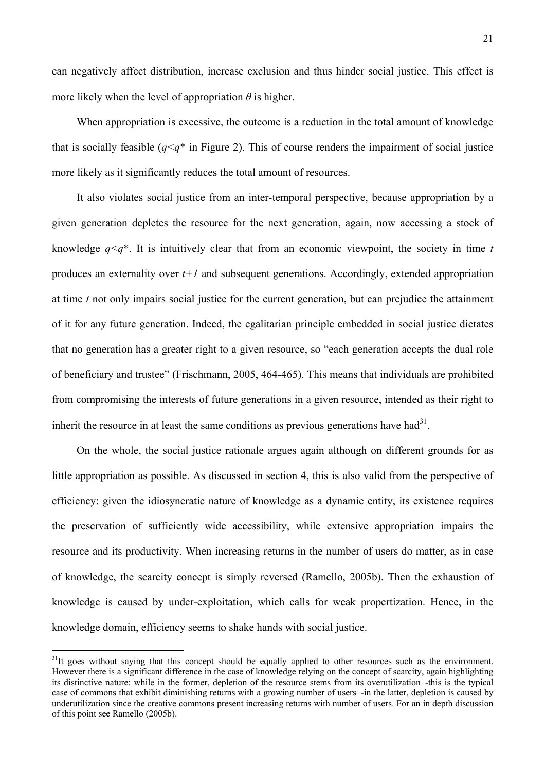can negatively affect distribution, increase exclusion and thus hinder social justice. This effect is more likely when the level of appropriation $\theta$ is higher.

When appropriation is excessive, the outcome is a reduction in the total amount of knowledge that is socially feasible ($q<q^*$ in Figure 2). This of course renders the impairment of social justice more likely as it significantly reduces the total amount of resources.

It also violates social justice from an inter-temporal perspective, because appropriation by a given generation depletes the resource for the next generation, again, now accessing a stock of knowledge $q<q^*$. It is intuitively clear that from an economic viewpoint, the society in time $t$ produces an externality over $t+1$ and subsequent generations. Accordingly, extended appropriation at time $t$ not only impairs social justice for the current generation, but can prejudice the attainment of it for any future generation. Indeed, the egalitarian principle embedded in social justice dictates that no generation has a greater right to a given resource, so "each generation accepts the dual role of beneficiary and trustee" (Frischmann, 2005, 464-465). This means that individuals are prohibited from compromising the interests of future generations in a given resource, intended as their right to inherit the resource in at least the same conditions as previous generations have had[31].

On the whole, the social justice rationale argues again although on different grounds for as little appropriation as possible. As discussed in section 4, this is also valid from the perspective of efficiency: given the idiosyncratic nature of knowledge as a dynamic entity, its existence requires the preservation of sufficiently wide accessibility, while extensive appropriation impairs the resource and its productivity. When increasing returns in the number of users do matter, as in case of knowledge, the scarcity concept is simply reversed (Ramello, 2005b). Then the exhaustion of knowledge is caused by under-exploitation, which calls for weak propertization. Hence, in the knowledge domain, efficiency seems to shake hands with social justice.

---

[31]It goes without saying that this concept should be equally applied to other resources such as the environment. However there is a significant difference in the case of knowledge relying on the concept of scarcity, again highlighting its distinctive nature: while in the former, depletion of the resource stems from its overutilization–-this is the typical case of commons that exhibit diminishing returns with a growing number of users–-in the latter, depletion is caused by underutilization since the creative commons present increasing returns with number of users. For an in depth discussion of this point see Ramello (2005b).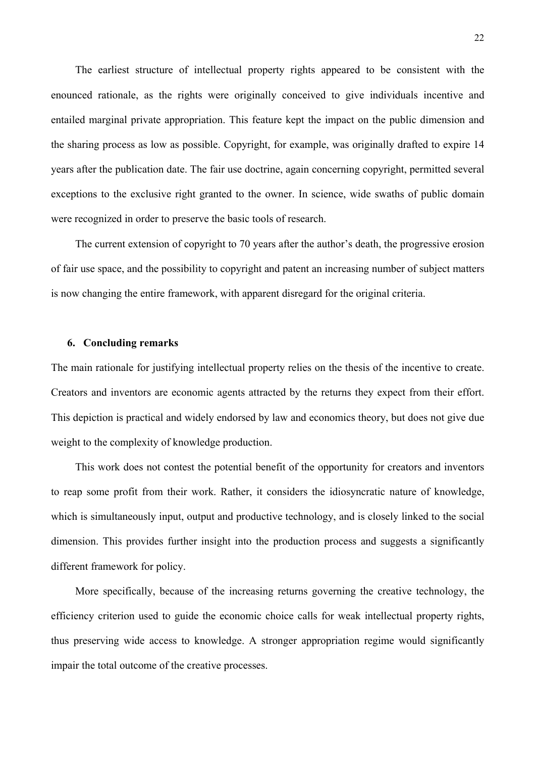The earliest structure of intellectual property rights appeared to be consistent with the enounced rationale, as the rights were originally conceived to give individuals incentive and entailed marginal private appropriation. This feature kept the impact on the public dimension and the sharing process as low as possible. Copyright, for example, was originally drafted to expire 14 years after the publication date. The fair use doctrine, again concerning copyright, permitted several exceptions to the exclusive right granted to the owner. In science, wide swaths of public domain were recognized in order to preserve the basic tools of research.

The current extension of copyright to 70 years after the author's death, the progressive erosion of fair use space, and the possibility to copyright and patent an increasing number of subject matters is now changing the entire framework, with apparent disregard for the original criteria.

## 6. Concluding remarks

The main rationale for justifying intellectual property relies on the thesis of the incentive to create. Creators and inventors are economic agents attracted by the returns they expect from their effort. This depiction is practical and widely endorsed by law and economics theory, but does not give due weight to the complexity of knowledge production.

This work does not contest the potential benefit of the opportunity for creators and inventors to reap some profit from their work. Rather, it considers the idiosyncratic nature of knowledge, which is simultaneously input, output and productive technology, and is closely linked to the social dimension. This provides further insight into the production process and suggests a significantly different framework for policy.

More specifically, because of the increasing returns governing the creative technology, the efficiency criterion used to guide the economic choice calls for weak intellectual property rights, thus preserving wide access to knowledge. A stronger appropriation regime would significantly impair the total outcome of the creative processes.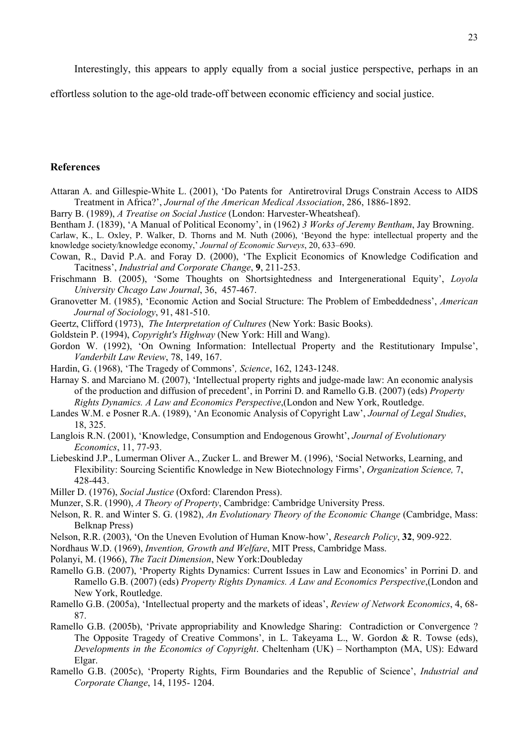Interestingly, this appears to apply equally from a social justice perspective, perhaps in an effortless solution to the age-old trade-off between economic efficiency and social justice.

## References

Attaran A. and Gillespie-White L. (2001), 'Do Patents for Antiretroviral Drugs Constrain Access to AIDS Treatment in Africa?', *Journal of the American Medical Association*, 286, 1886-1892.

Barry B. (1989), *A Treatise on Social Justice* (London: Harvester-Wheatsheaf).

Bentham J. (1839), 'A Manual of Political Economy', in (1962) *3 Works of Jeremy Bentham*, Jay Browning.

Carlaw, K., L. Oxley, P. Walker, D. Thorns and M. Nuth (2006), 'Beyond the hype: intellectual property and the knowledge society/knowledge economy,' *Journal of Economic Surveys*, 20, 633–690.

Cowan, R., David P.A. and Foray D. (2000), 'The Explicit Economics of Knowledge Codification and Tacitness', *Industrial and Corporate Change*, **9**, 211-253.

Frischmann B. (2005), 'Some Thoughts on Shortsightedness and Intergenerational Equity', *Loyola University Chcago Law Journal*, 36, 457-467.

Granovetter M. (1985), 'Economic Action and Social Structure: The Problem of Embeddedness', *American Journal of Sociology*, 91, 481-510.

Geertz, Clifford (1973), *The Interpretation of Cultures* (New York: Basic Books).

Goldstein P. (1994), *Copyright's Highway* (New York: Hill and Wang).

Gordon W. (1992), 'On Owning Information: Intellectual Property and the Restitutionary Impulse', *Vanderbilt Law Review*, 78, 149, 167.

Hardin, G. (1968), 'The Tragedy of Commons'*, Science*, 162, 1243-1248.

Harnay S. and Marciano M. (2007), 'Intellectual property rights and judge-made law: An economic analysis of the production and diffusion of precedent', in Porrini D. and Ramello G.B. (2007) (eds) *Property Rights Dynamics. A Law and Economics Perspective*,(London and New York, Routledge.

Landes W.M. e Posner R.A. (1989), 'An Economic Analysis of Copyright Law', *Journal of Legal Studies*, 18, 325.

Langlois R.N. (2001), 'Knowledge, Consumption and Endogenous Growht', *Journal of Evolutionary Economics*, 11, 77-93.

Liebeskind J.P., Lumerman Oliver A., Zucker L. and Brewer M. (1996), 'Social Networks, Learning, and Flexibility: Sourcing Scientific Knowledge in New Biotechnology Firms', *Organization Science,* 7, 428-443.

Miller D. (1976), *Social Justice* (Oxford: Clarendon Press).

Munzer, S.R. (1990), *A Theory of Property*, Cambridge: Cambridge University Press.

Nelson, R. R. and Winter S. G. (1982), *An Evolutionary Theory of the Economic Change* (Cambridge, Mass: Belknap Press)

Nelson, R.R. (2003), 'On the Uneven Evolution of Human Know-how', *Research Policy*, **32**, 909-922.

Nordhaus W.D. (1969), *Invention, Growth and Welfare*, MIT Press, Cambridge Mass.

Polanyi, M. (1966), *The Tacit Dimension*, New York:Doubleday

Ramello G.B. (2007), 'Property Rights Dynamics: Current Issues in Law and Economics' in Porrini D. and Ramello G.B. (2007) (eds) *Property Rights Dynamics. A Law and Economics Perspective*,(London and New York, Routledge.

Ramello G.B. (2005a), 'Intellectual property and the markets of ideas', *Review of Network Economics*, 4, 68-87.

Ramello G.B. (2005b), 'Private appropriability and Knowledge Sharing: Contradiction or Convergence ? The Opposite Tragedy of Creative Commons', in L. Takeyama L., W. Gordon & R. Towse (eds), *Developments in the Economics of Copyright*. Cheltenham (UK) – Northampton (MA, US): Edward Elgar.

Ramello G.B. (2005c), 'Property Rights, Firm Boundaries and the Republic of Science', *Industrial and Corporate Change*, 14, 1195- 1204.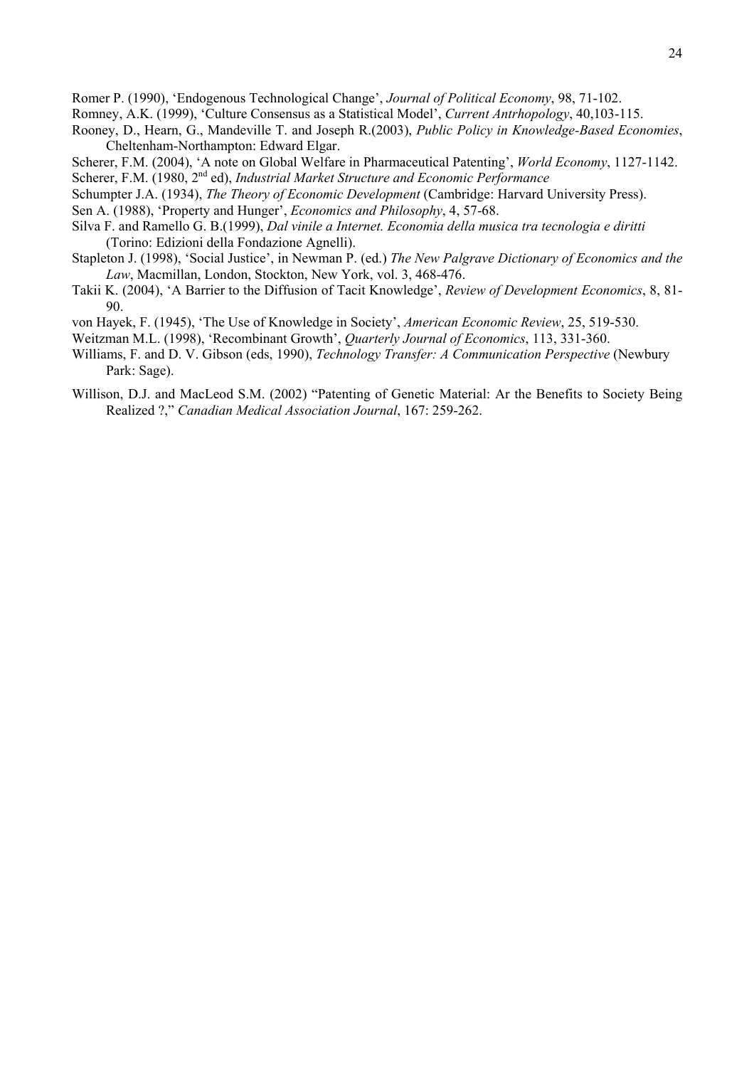Romer P. (1990), 'Endogenous Technological Change', *Journal of Political Economy*, 98, 71-102.

Romney, A.K. (1999), 'Culture Consensus as a Statistical Model', *Current Antrhopology*, 40,103-115.

Rooney, D., Hearn, G., Mandeville T. and Joseph R.(2003), *Public Policy in Knowledge-Based Economies*, Cheltenham-Northampton: Edward Elgar.

Scherer, F.M. (2004), 'A note on Global Welfare in Pharmaceutical Patenting', *World Economy*, 1127-1142.

Scherer, F.M. (1980, 2nd ed), *Industrial Market Structure and Economic Performance*

Schumpter J.A. (1934), *The Theory of Economic Development* (Cambridge: Harvard University Press).

Sen A. (1988), 'Property and Hunger', *Economics and Philosophy*, 4, 57-68.

Silva F. and Ramello G. B.(1999), *Dal vinile a Internet. Economia della musica tra tecnologia e diritti* (Torino: Edizioni della Fondazione Agnelli).

Stapleton J. (1998), 'Social Justice', in Newman P. (ed.) *The New Palgrave Dictionary of Economics and the Law*, Macmillan, London, Stockton, New York, vol. 3, 468-476.

Takii K. (2004), 'A Barrier to the Diffusion of Tacit Knowledge', *Review of Development Economics*, 8, 81-90.

von Hayek, F. (1945), 'The Use of Knowledge in Society', *American Economic Review*, 25, 519-530.

Weitzman M.L. (1998), 'Recombinant Growth', *Quarterly Journal of Economics*, 113, 331-360.

Williams, F. and D. V. Gibson (eds, 1990), *Technology Transfer: A Communication Perspective* (Newbury Park: Sage).

Willison, D.J. and MacLeod S.M. (2002) "Patenting of Genetic Material: Ar the Benefits to Society Being Realized ?," *Canadian Medical Association Journal*, 167: 259-262.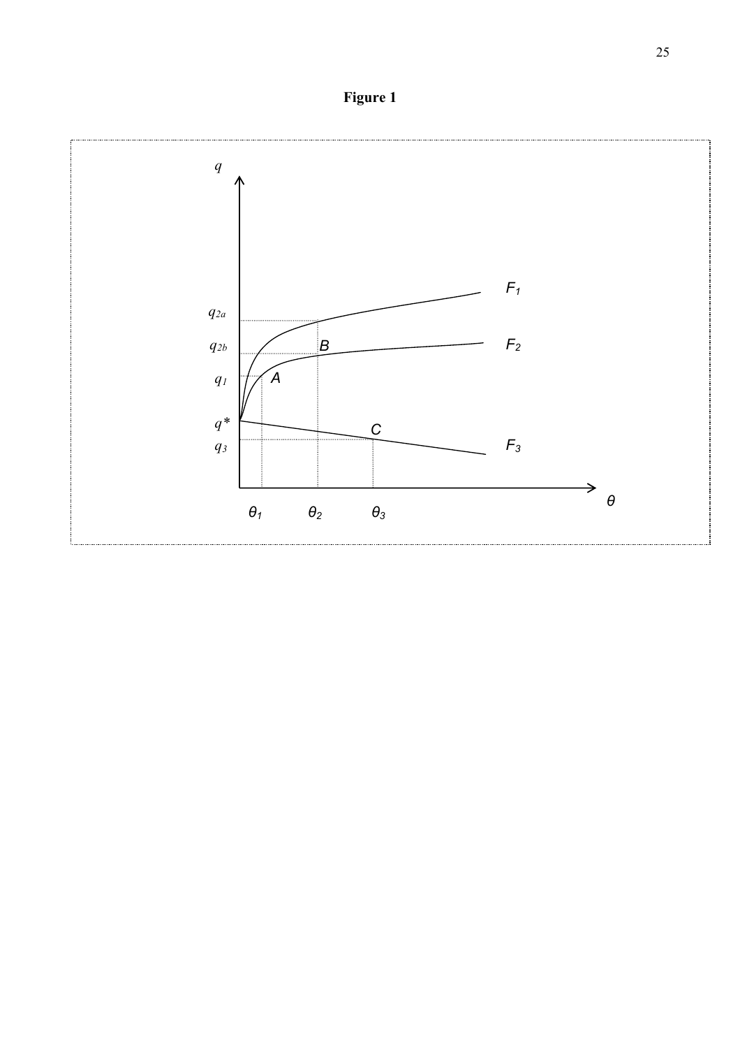**Figure 1**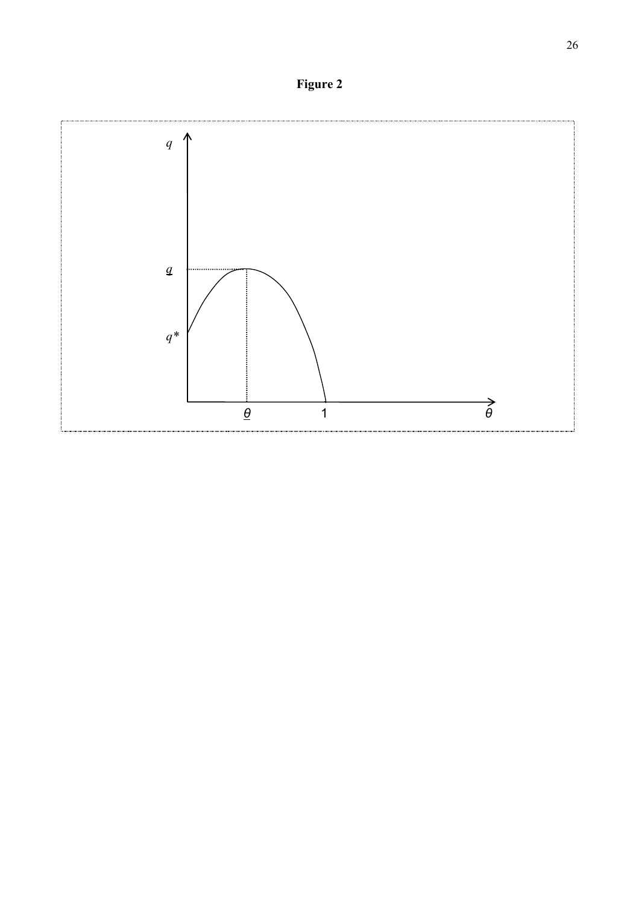**Figure 2**

$q$

$\underline{q}$

$q^*$

$\underline{\theta}$

1

$\theta$